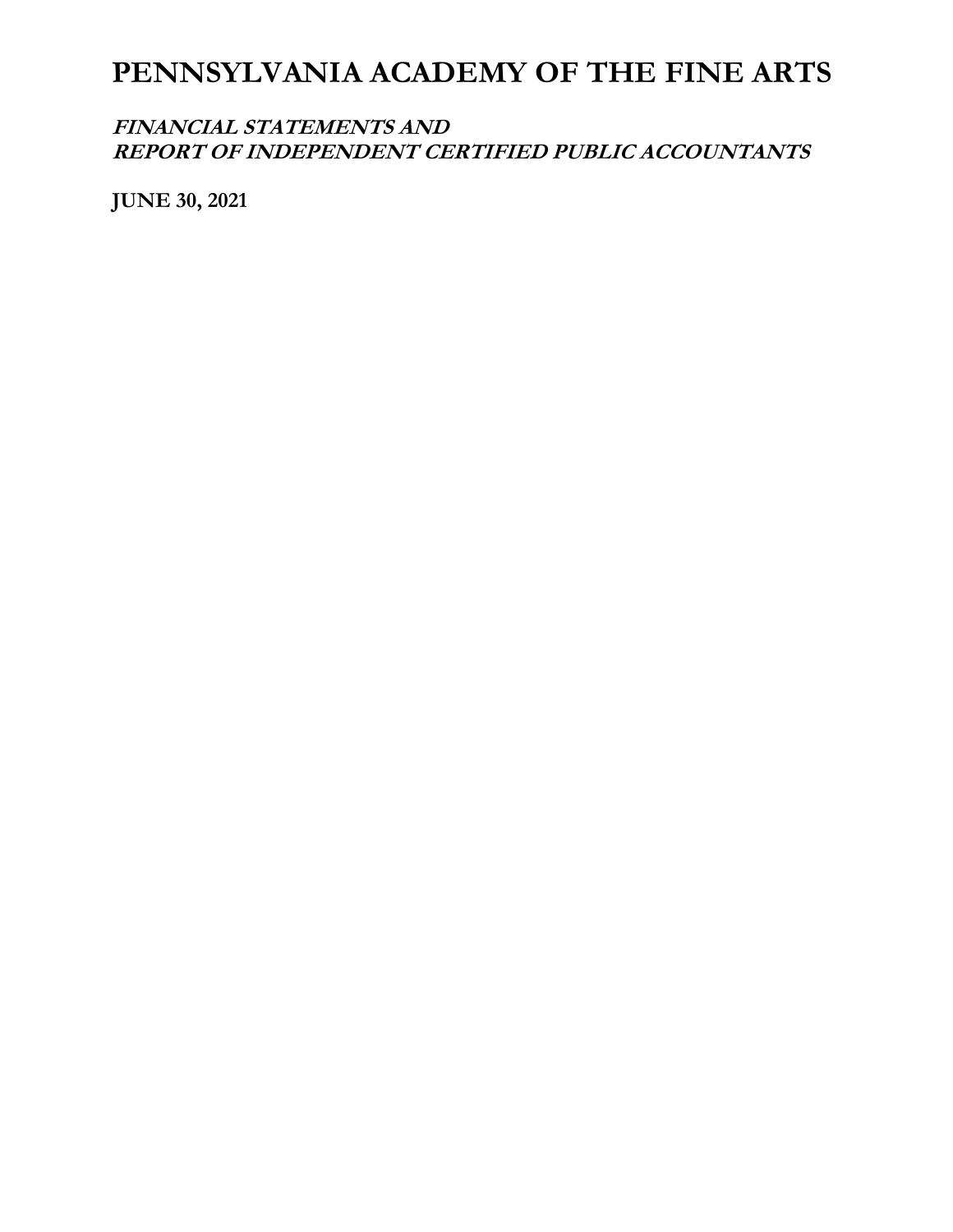# PENNSYLVANIA ACADEMY OF THE FINE ARTS

***FINANCIAL STATEMENTS AND***
***REPORT OF INDEPENDENT CERTIFIED PUBLIC ACCOUNTANTS***

**JUNE 30, 2021**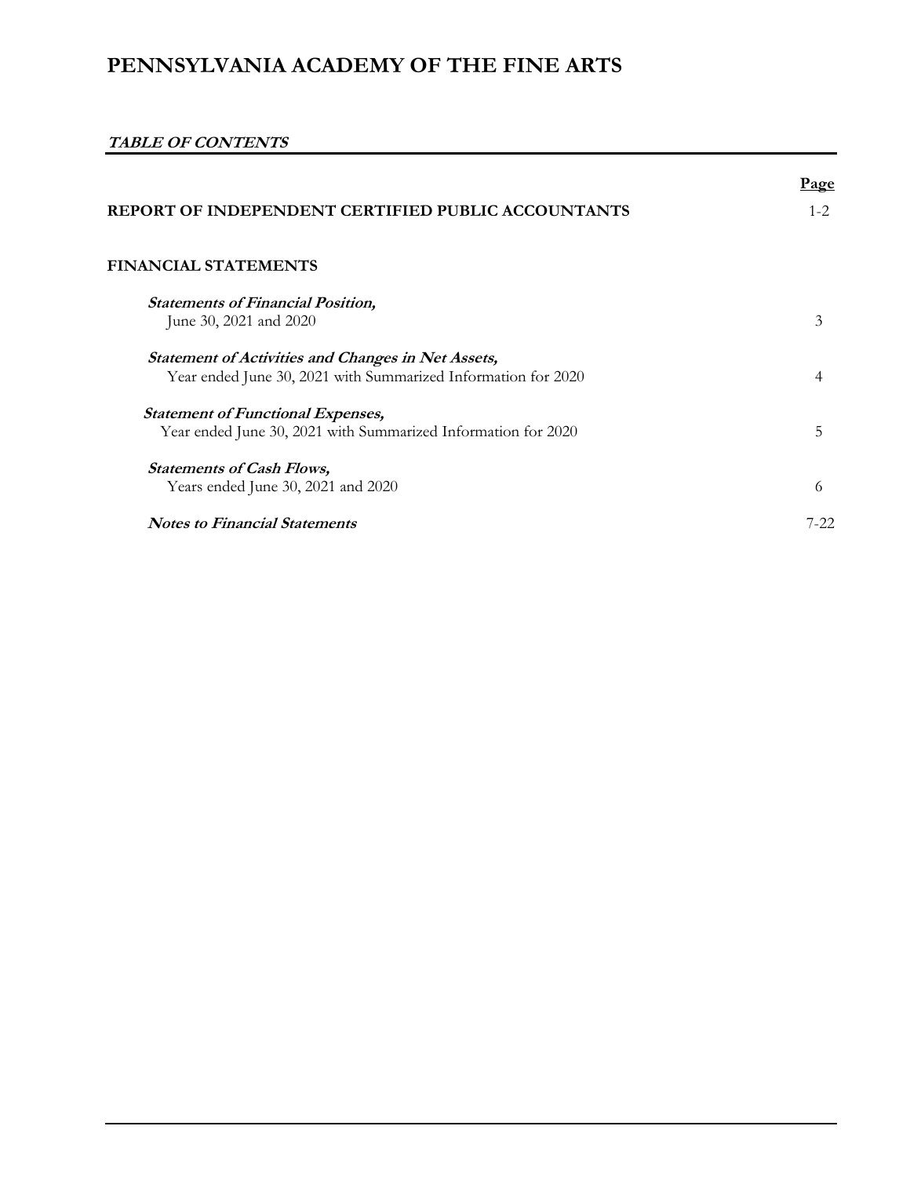# PENNSYLVANIA ACADEMY OF THE FINE ARTS

***TABLE OF CONTENTS***

| | Page |
|---|---|
| **REPORT OF INDEPENDENT CERTIFIED PUBLIC ACCOUNTANTS** | 1-2 |
| **FINANCIAL STATEMENTS** | |
| ***Statements of Financial Position,*** June 30, 2021 and 2020 | 3 |
| ***Statement of Activities and Changes in Net Assets,*** Year ended June 30, 2021 with Summarized Information for 2020 | 4 |
| ***Statement of Functional Expenses,*** Year ended June 30, 2021 with Summarized Information for 2020 | 5 |
| ***Statements of Cash Flows,*** Years ended June 30, 2021 and 2020 | 6 |
| ***Notes to Financial Statements*** | 7-22 |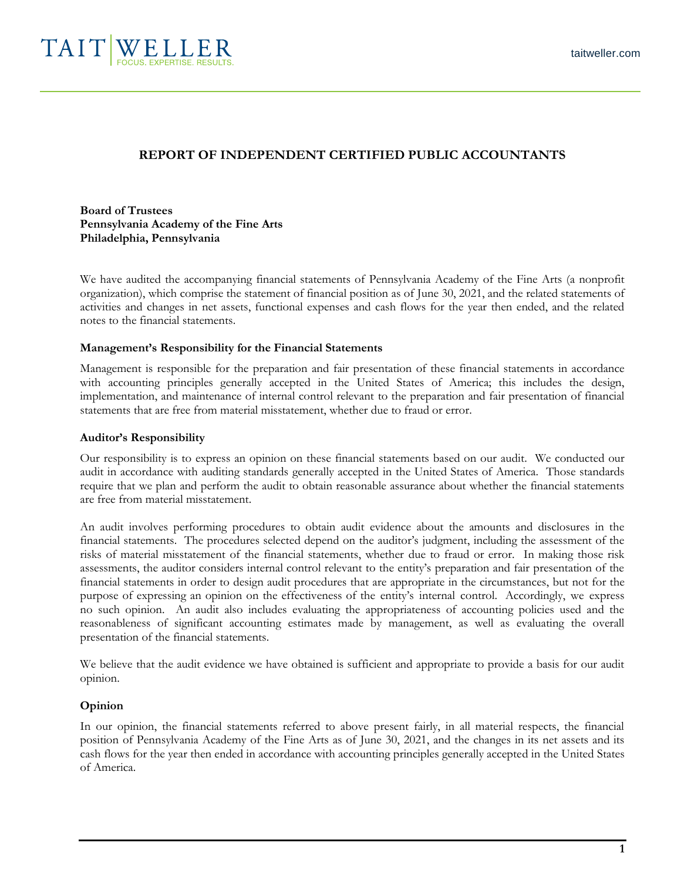# REPORT OF INDEPENDENT CERTIFIED PUBLIC ACCOUNTANTS

**Board of Trustees**
**Pennsylvania Academy of the Fine Arts**
**Philadelphia, Pennsylvania**

We have audited the accompanying financial statements of Pennsylvania Academy of the Fine Arts (a nonprofit organization), which comprise the statement of financial position as of June 30, 2021, and the related statements of activities and changes in net assets, functional expenses and cash flows for the year then ended, and the related notes to the financial statements.

**Management's Responsibility for the Financial Statements**

Management is responsible for the preparation and fair presentation of these financial statements in accordance with accounting principles generally accepted in the United States of America; this includes the design, implementation, and maintenance of internal control relevant to the preparation and fair presentation of financial statements that are free from material misstatement, whether due to fraud or error.

**Auditor's Responsibility**

Our responsibility is to express an opinion on these financial statements based on our audit. We conducted our audit in accordance with auditing standards generally accepted in the United States of America. Those standards require that we plan and perform the audit to obtain reasonable assurance about whether the financial statements are free from material misstatement.

An audit involves performing procedures to obtain audit evidence about the amounts and disclosures in the financial statements. The procedures selected depend on the auditor's judgment, including the assessment of the risks of material misstatement of the financial statements, whether due to fraud or error. In making those risk assessments, the auditor considers internal control relevant to the entity's preparation and fair presentation of the financial statements in order to design audit procedures that are appropriate in the circumstances, but not for the purpose of expressing an opinion on the effectiveness of the entity's internal control. Accordingly, we express no such opinion. An audit also includes evaluating the appropriateness of accounting policies used and the reasonableness of significant accounting estimates made by management, as well as evaluating the overall presentation of the financial statements.

We believe that the audit evidence we have obtained is sufficient and appropriate to provide a basis for our audit opinion.

**Opinion**

In our opinion, the financial statements referred to above present fairly, in all material respects, the financial position of Pennsylvania Academy of the Fine Arts as of June 30, 2021, and the changes in its net assets and its cash flows for the year then ended in accordance with accounting principles generally accepted in the United States of America.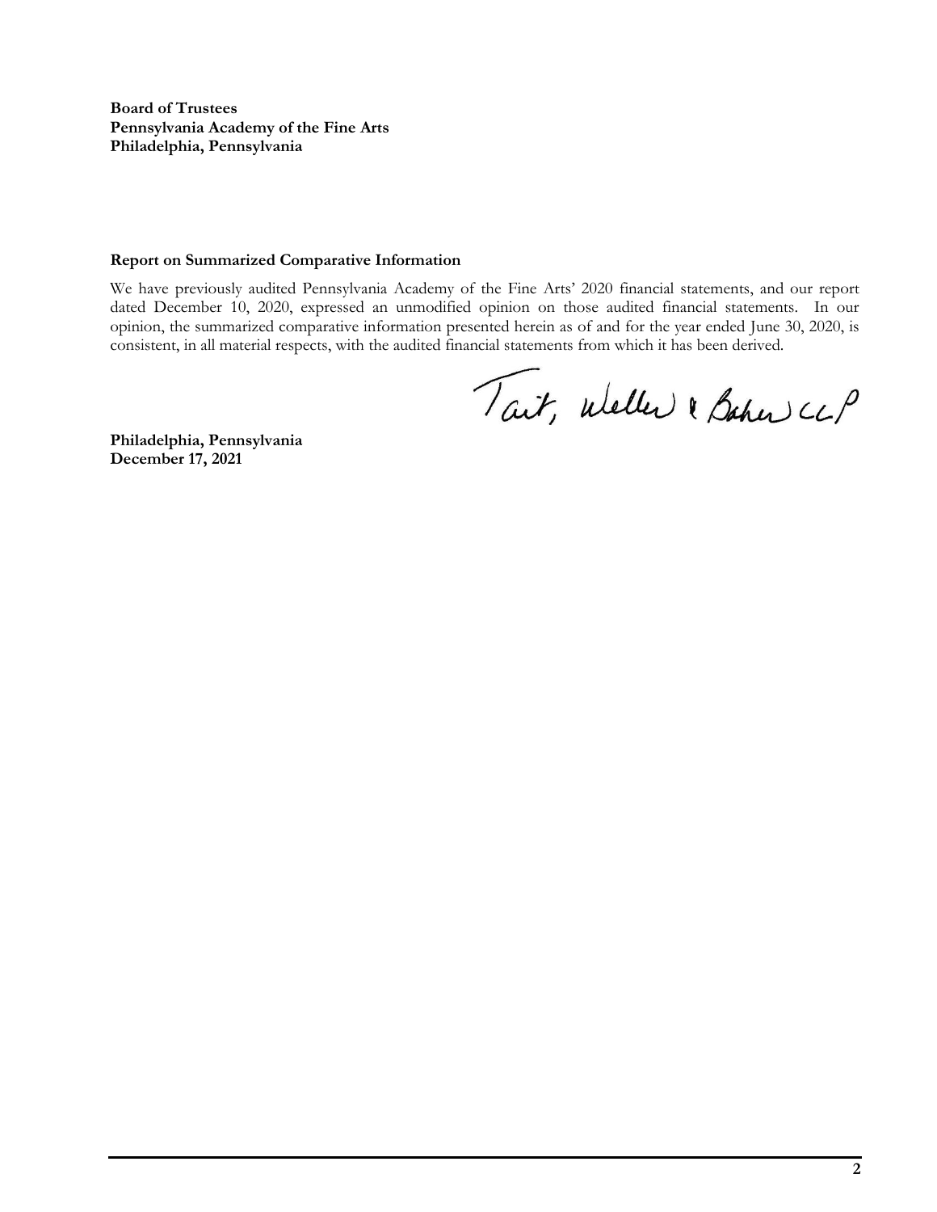**Board of Trustees**
**Pennsylvania Academy of the Fine Arts**
**Philadelphia, Pennsylvania**

**Report on Summarized Comparative Information**

We have previously audited Pennsylvania Academy of the Fine Arts' 2020 financial statements, and our report dated December 10, 2020, expressed an unmodified opinion on those audited financial statements. In our opinion, the summarized comparative information presented herein as of and for the year ended June 30, 2020, is consistent, in all material respects, with the audited financial statements from which it has been derived.

Tait, Weller & Baker LLP

**Philadelphia, Pennsylvania**
**December 17, 2021**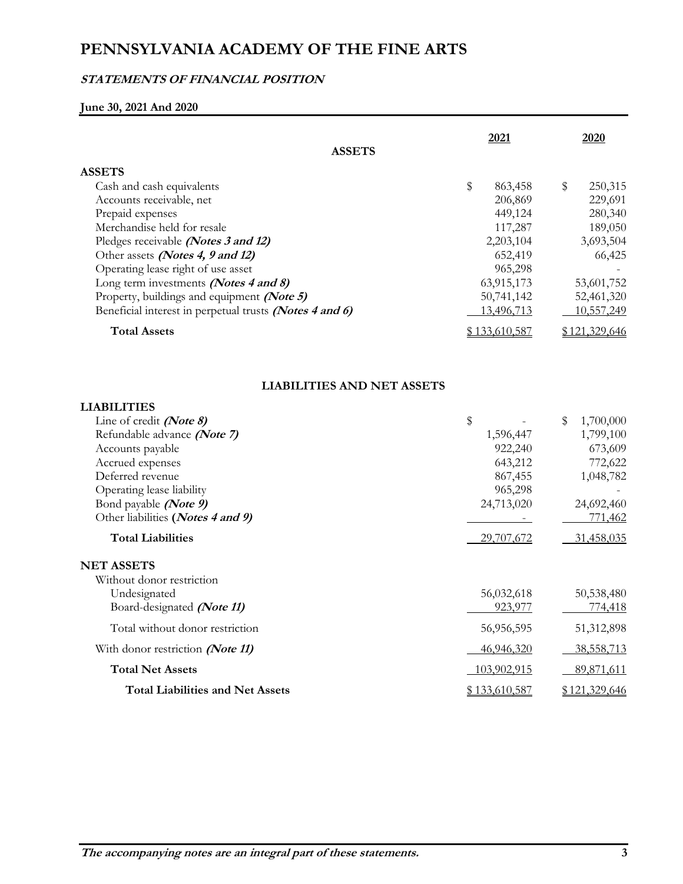# PENNSYLVANIA ACADEMY OF THE FINE ARTS

## *STATEMENTS OF FINANCIAL POSITION*

**June 30, 2021 And 2020**

| ASSETS | 2021 | 2020 |
|---|---|---|
| **ASSETS** | | |
| Cash and cash equivalents | $ 863,458 | $ 250,315 |
| Accounts receivable, net | 206,869 | 229,691 |
| Prepaid expenses | 449,124 | 280,340 |
| Merchandise held for resale | 117,287 | 189,050 |
| Pledges receivable ***(Notes 3 and 12)*** | 2,203,104 | 3,693,504 |
| Other assets ***(Notes 4, 9 and 12)*** | 652,419 | 66,425 |
| Operating lease right of use asset | 965,298 | - |
| Long term investments ***(Notes 4 and 8)*** | 63,915,173 | 53,601,752 |
| Property, buildings and equipment ***(Note 5)*** | 50,741,142 | 52,461,320 |
| Beneficial interest in perpetual trusts ***(Notes 4 and 6)*** | 13,496,713 | 10,557,249 |
| **Total Assets** | $ 133,610,587 | $ 121,329,646 |

**LIABILITIES AND NET ASSETS**

| | 2021 | 2020 |
|---|---|---|
| **LIABILITIES** | | |
| Line of credit ***(Note 8)*** | $ - | $ 1,700,000 |
| Refundable advance ***(Note 7)*** | 1,596,447 | 1,799,100 |
| Accounts payable | 922,240 | 673,609 |
| Accrued expenses | 643,212 | 772,622 |
| Deferred revenue | 867,455 | 1,048,782 |
| Operating lease liability | 965,298 | - |
| Bond payable ***(Note 9)*** | 24,713,020 | 24,692,460 |
| Other liabilities ***(Notes 4 and 9)*** | - | 771,462 |
| **Total Liabilities** | 29,707,672 | 31,458,035 |
| **NET ASSETS** | | |
| Without donor restriction | | |
| Undesignated | 56,032,618 | 50,538,480 |
| Board-designated ***(Note 11)*** | 923,977 | 774,418 |
| Total without donor restriction | 56,956,595 | 51,312,898 |
| With donor restriction ***(Note 11)*** | 46,946,320 | 38,558,713 |
| **Total Net Assets** | 103,902,915 | 89,871,611 |
| **Total Liabilities and Net Assets** | $ 133,610,587 | $ 121,329,646 |

***The accompanying notes are an integral part of these statements.***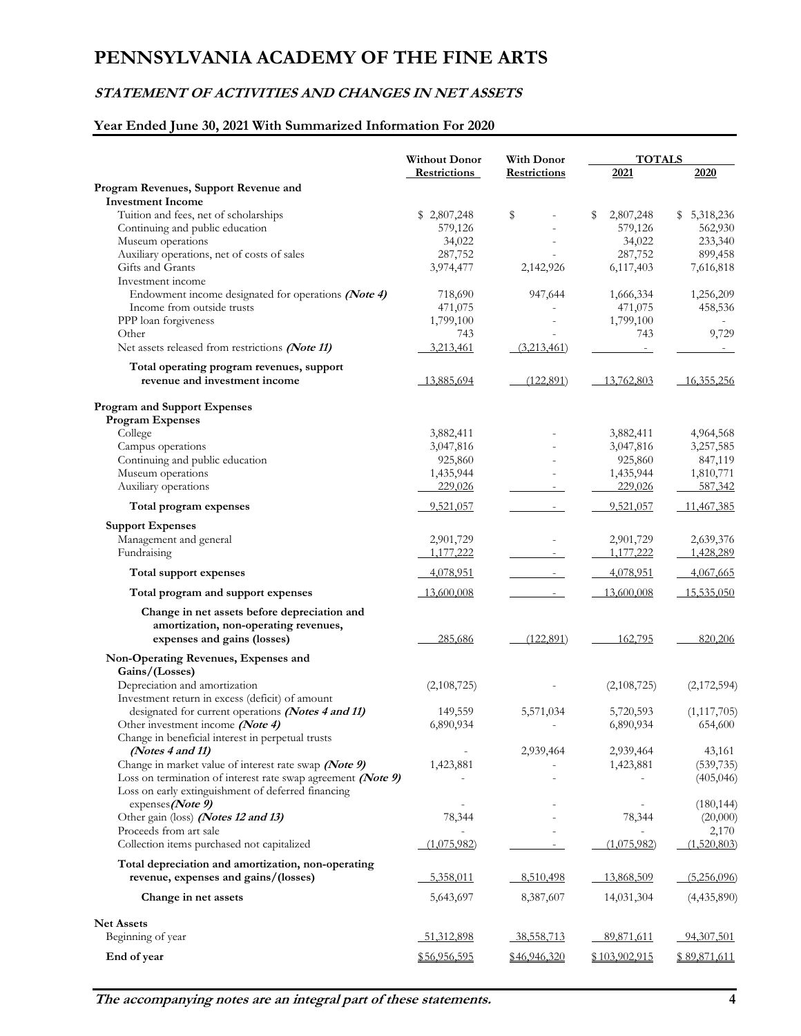# PENNSYLVANIA ACADEMY OF THE FINE ARTS

## *STATEMENT OF ACTIVITIES AND CHANGES IN NET ASSETS*

### Year Ended June 30, 2021 With Summarized Information For 2020

| | Without Donor Restrictions | With Donor Restrictions | TOTALS 2021 | TOTALS 2020 |
|---|---|---|---|---|
| **Program Revenues, Support Revenue and Investment Income** | | | | |
| Tuition and fees, net of scholarships | $ 2,807,248 | $ - | $ 2,807,248 | $ 5,318,236 |
| Continuing and public education | 579,126 | - | 579,126 | 562,930 |
| Museum operations | 34,022 | - | 34,022 | 233,340 |
| Auxiliary operations, net of costs of sales | 287,752 | - | 287,752 | 899,458 |
| Gifts and Grants | 3,974,477 | 2,142,926 | 6,117,403 | 7,616,818 |
| Investment income | | | | |
| Endowment income designated for operations ***(Note 4)*** | 718,690 | 947,644 | 1,666,334 | 1,256,209 |
| Income from outside trusts | 471,075 | - | 471,075 | 458,536 |
| PPP loan forgiveness | 1,799,100 | - | 1,799,100 | - |
| Other | 743 | - | 743 | 9,729 |
| Net assets released from restrictions ***(Note 11)*** | 3,213,461 | (3,213,461) | - | - |
| **Total operating program revenues, support revenue and investment income** | 13,885,694 | (122,891) | 13,762,803 | 16,355,256 |
| **Program and Support Expenses** | | | | |
| **Program Expenses** | | | | |
| College | 3,882,411 | - | 3,882,411 | 4,964,568 |
| Campus operations | 3,047,816 | - | 3,047,816 | 3,257,585 |
| Continuing and public education | 925,860 | - | 925,860 | 847,119 |
| Museum operations | 1,435,944 | - | 1,435,944 | 1,810,771 |
| Auxiliary operations | 229,026 | - | 229,026 | 587,342 |
| **Total program expenses** | 9,521,057 | - | 9,521,057 | 11,467,385 |
| **Support Expenses** | | | | |
| Management and general | 2,901,729 | - | 2,901,729 | 2,639,376 |
| Fundraising | 1,177,222 | - | 1,177,222 | 1,428,289 |
| **Total support expenses** | 4,078,951 | - | 4,078,951 | 4,067,665 |
| **Total program and support expenses** | 13,600,008 | - | 13,600,008 | 15,535,050 |
| **Change in net assets before depreciation and amortization, non-operating revenues, expenses and gains (losses)** | 285,686 | (122,891) | 162,795 | 820,206 |
| **Non-Operating Revenues, Expenses and Gains/(Losses)** | | | | |
| Depreciation and amortization | (2,108,725) | - | (2,108,725) | (2,172,594) |
| Investment return in excess (deficit) of amount designated for current operations ***(Notes 4 and 11)*** | 149,559 | 5,571,034 | 5,720,593 | (1,117,705) |
| Other investment income ***(Note 4)*** | 6,890,934 | - | 6,890,934 | 654,600 |
| Change in beneficial interest in perpetual trusts ***(Notes 4 and 11)*** | - | 2,939,464 | 2,939,464 | 43,161 |
| Change in market value of interest rate swap ***(Note 9)*** | 1,423,881 | - | 1,423,881 | (539,735) |
| Loss on termination of interest rate swap agreement ***(Note 9)*** | - | - | - | (405,046) |
| Loss on early extinguishment of deferred financing expenses ***(Note 9)*** | - | - | - | (180,144) |
| Other gain (loss) ***(Notes 12 and 13)*** | 78,344 | - | 78,344 | (20,000) |
| Proceeds from art sale | - | - | - | 2,170 |
| Collection items purchased not capitalized | (1,075,982) | - | (1,075,982) | (1,520,803) |
| **Total depreciation and amortization, non-operating revenue, expenses and gains/(losses)** | 5,358,011 | 8,510,498 | 13,868,509 | (5,256,096) |
| **Change in net assets** | 5,643,697 | 8,387,607 | 14,031,304 | (4,435,890) |
| **Net Assets** | | | | |
| Beginning of year | 51,312,898 | 38,558,713 | 89,871,611 | 94,307,501 |
| **End of year** | $56,956,595 | $46,946,320 | $ 103,902,915 | $ 89,871,611 |

***The accompanying notes are an integral part of these statements.***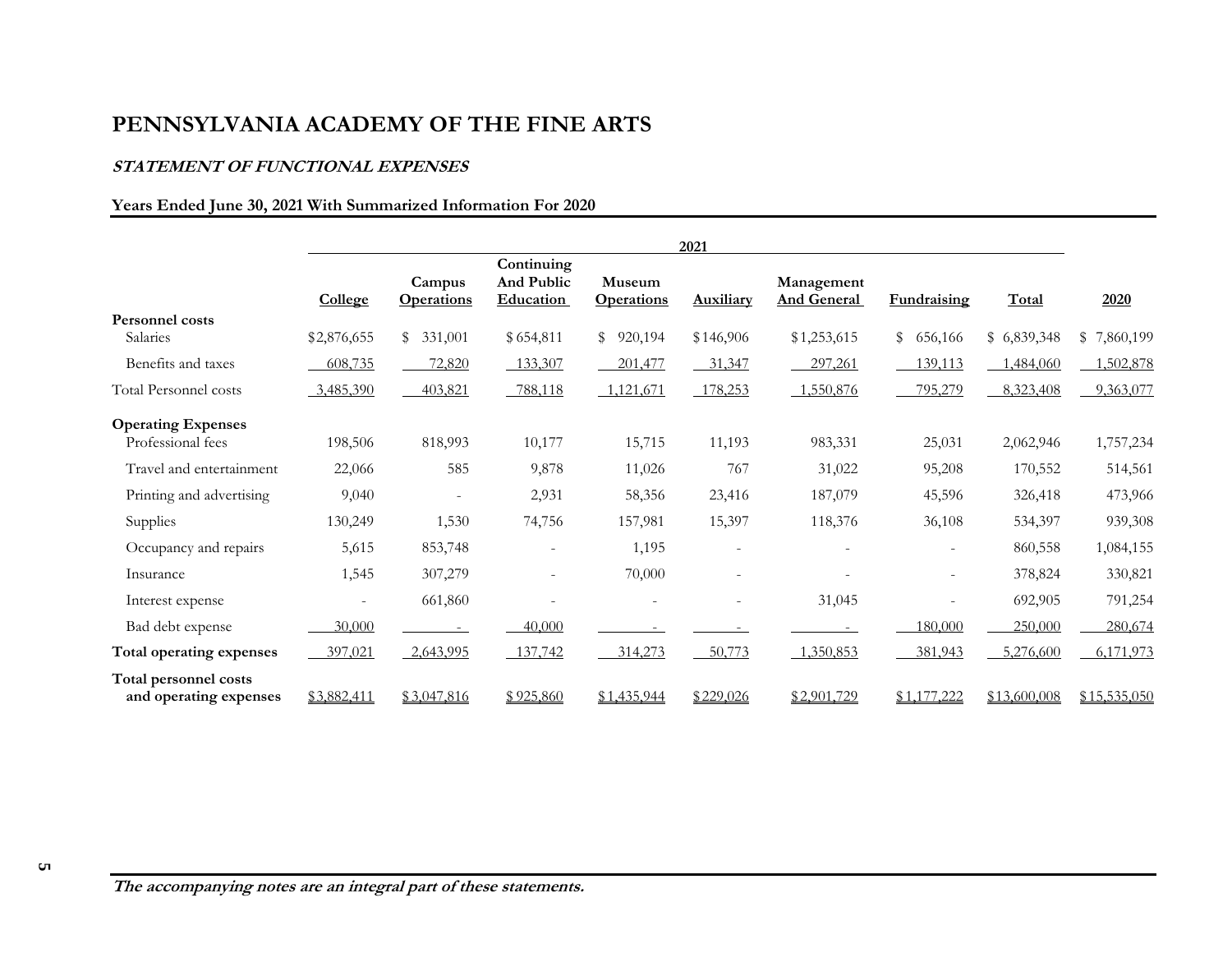# PENNSYLVANIA ACADEMY OF THE FINE ARTS

***STATEMENT OF FUNCTIONAL EXPENSES***

**Years Ended June 30, 2021 With Summarized Information For 2020**

| | 2021 | | | | | | | | |
|---|---|---|---|---|---|---|---|---|---|
| | **College** | **Campus Operations** | **Continuing And Public Education** | **Museum Operations** | **Auxiliary** | **Management And General** | **Fundraising** | **Total** | **2020** |
| **Personnel costs** | | | | | | | | | |
| Salaries | $2,876,655 | $ 331,001 | $ 654,811 | $ 920,194 | $146,906 | $1,253,615 | $ 656,166 | $ 6,839,348 | $ 7,860,199 |
| Benefits and taxes | 608,735 | 72,820 | 133,307 | 201,477 | 31,347 | 297,261 | 139,113 | 1,484,060 | 1,502,878 |
| Total Personnel costs | 3,485,390 | 403,821 | 788,118 | 1,121,671 | 178,253 | 1,550,876 | 795,279 | 8,323,408 | 9,363,077 |
| **Operating Expenses** | | | | | | | | | |
| Professional fees | 198,506 | 818,993 | 10,177 | 15,715 | 11,193 | 983,331 | 25,031 | 2,062,946 | 1,757,234 |
| Travel and entertainment | 22,066 | 585 | 9,878 | 11,026 | 767 | 31,022 | 95,208 | 170,552 | 514,561 |
| Printing and advertising | 9,040 | - | 2,931 | 58,356 | 23,416 | 187,079 | 45,596 | 326,418 | 473,966 |
| Supplies | 130,249 | 1,530 | 74,756 | 157,981 | 15,397 | 118,376 | 36,108 | 534,397 | 939,308 |
| Occupancy and repairs | 5,615 | 853,748 | - | 1,195 | - | - | - | 860,558 | 1,084,155 |
| Insurance | 1,545 | 307,279 | - | 70,000 | - | - | - | 378,824 | 330,821 |
| Interest expense | - | 661,860 | - | - | - | 31,045 | - | 692,905 | 791,254 |
| Bad debt expense | 30,000 | - | 40,000 | - | - | - | 180,000 | 250,000 | 280,674 |
| **Total operating expenses** | 397,021 | 2,643,995 | 137,742 | 314,273 | 50,773 | 1,350,853 | 381,943 | 5,276,600 | 6,171,973 |
| **Total personnel costs and operating expenses** | $3,882,411 | $3,047,816 | $925,860 | $1,435,944 | $229,026 | $2,901,729 | $1,177,222 | $13,600,008 | $15,535,050 |

***The accompanying notes are an integral part of these statements.***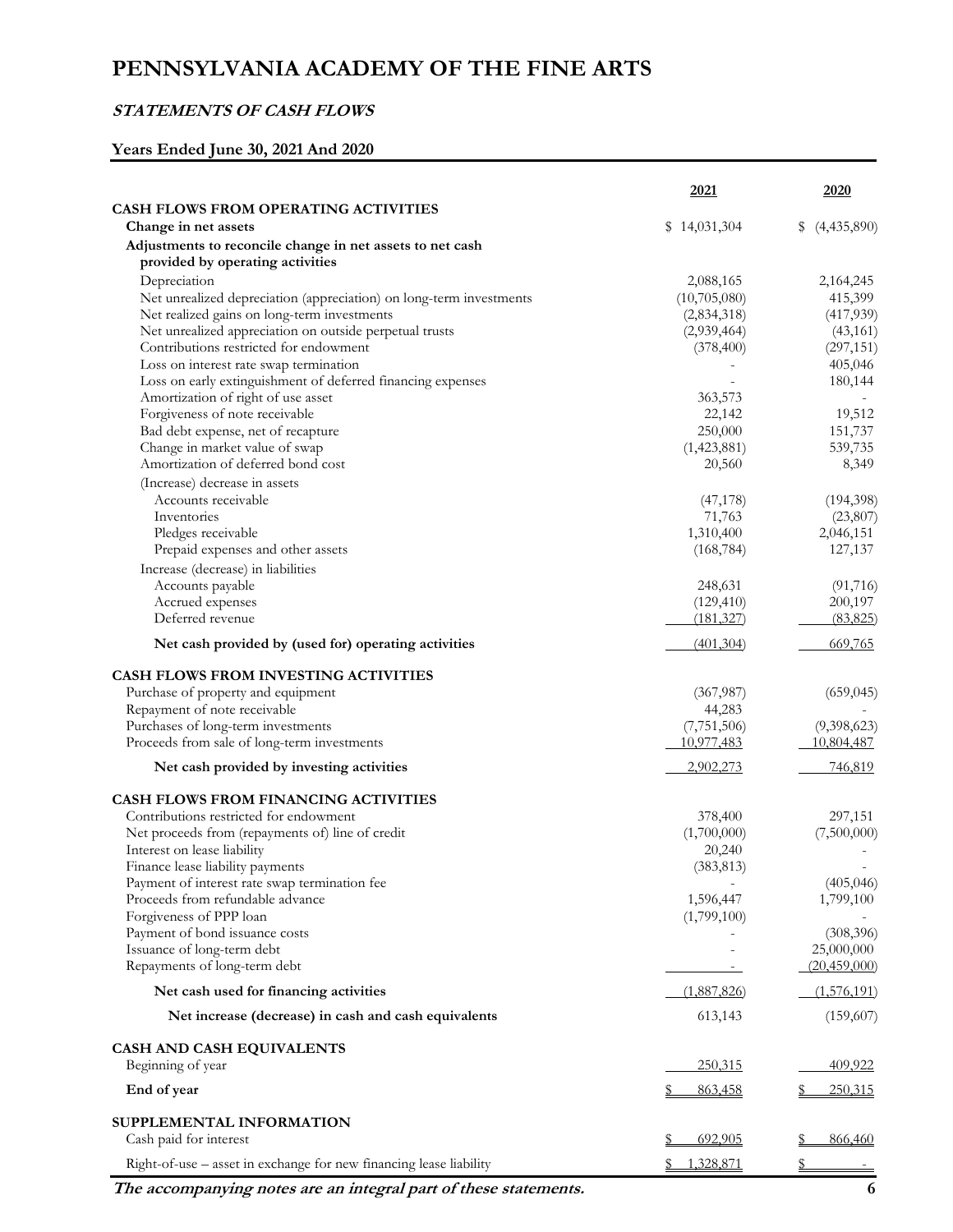# PENNSYLVANIA ACADEMY OF THE FINE ARTS

## *STATEMENTS OF CASH FLOWS*

### Years Ended June 30, 2021 And 2020

| | 2021 | 2020 |
|---|---|---|
| **CASH FLOWS FROM OPERATING ACTIVITIES** | | |
| **Change in net assets** | $ 14,031,304 | $ (4,435,890) |
| **Adjustments to reconcile change in net assets to net cash provided by operating activities** | | |
| Depreciation | 2,088,165 | 2,164,245 |
| Net unrealized depreciation (appreciation) on long-term investments | (10,705,080) | 415,399 |
| Net realized gains on long-term investments | (2,834,318) | (417,939) |
| Net unrealized appreciation on outside perpetual trusts | (2,939,464) | (43,161) |
| Contributions restricted for endowment | (378,400) | (297,151) |
| Loss on interest rate swap termination | - | 405,046 |
| Loss on early extinguishment of deferred financing expenses | - | 180,144 |
| Amortization of right of use asset | 363,573 | - |
| Forgiveness of note receivable | 22,142 | 19,512 |
| Bad debt expense, net of recapture | 250,000 | 151,737 |
| Change in market value of swap | (1,423,881) | 539,735 |
| Amortization of deferred bond cost | 20,560 | 8,349 |
| (Increase) decrease in assets | | |
| Accounts receivable | (47,178) | (194,398) |
| Inventories | 71,763 | (23,807) |
| Pledges receivable | 1,310,400 | 2,046,151 |
| Prepaid expenses and other assets | (168,784) | 127,137 |
| Increase (decrease) in liabilities | | |
| Accounts payable | 248,631 | (91,716) |
| Accrued expenses | (129,410) | 200,197 |
| Deferred revenue | (181,327) | (83,825) |
| **Net cash provided by (used for) operating activities** | (401,304) | 669,765 |
| **CASH FLOWS FROM INVESTING ACTIVITIES** | | |
| Purchase of property and equipment | (367,987) | (659,045) |
| Repayment of note receivable | 44,283 | - |
| Purchases of long-term investments | (7,751,506) | (9,398,623) |
| Proceeds from sale of long-term investments | 10,977,483 | 10,804,487 |
| **Net cash provided by investing activities** | 2,902,273 | 746,819 |
| **CASH FLOWS FROM FINANCING ACTIVITIES** | | |
| Contributions restricted for endowment | 378,400 | 297,151 |
| Net proceeds from (repayments of) line of credit | (1,700,000) | (7,500,000) |
| Interest on lease liability | 20,240 | - |
| Finance lease liability payments | (383,813) | - |
| Payment of interest rate swap termination fee | - | (405,046) |
| Proceeds from refundable advance | 1,596,447 | 1,799,100 |
| Forgiveness of PPP loan | (1,799,100) | - |
| Payment of bond issuance costs | - | (308,396) |
| Issuance of long-term debt | - | 25,000,000 |
| Repayments of long-term debt | - | (20,459,000) |
| **Net cash used for financing activities** | (1,887,826) | (1,576,191) |
| **Net increase (decrease) in cash and cash equivalents** | 613,143 | (159,607) |
| **CASH AND CASH EQUIVALENTS** | | |
| Beginning of year | 250,315 | 409,922 |
| **End of year** | $ 863,458 | $ 250,315 |
| **SUPPLEMENTAL INFORMATION** | | |
| Cash paid for interest | $ 692,905 | $ 866,460 |
| Right-of-use – asset in exchange for new financing lease liability | $ 1,328,871 | $ - |

***The accompanying notes are an integral part of these statements.***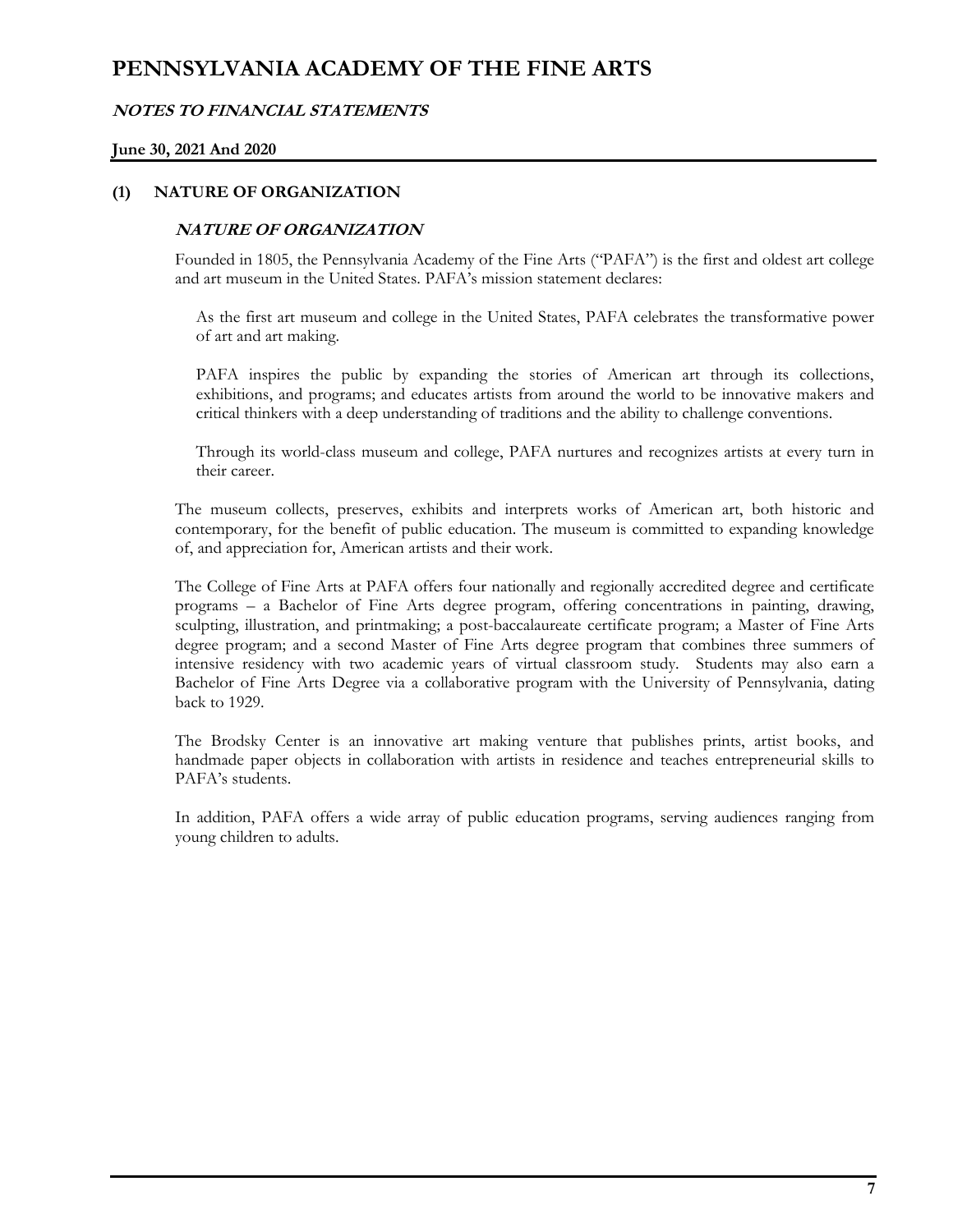# PENNSYLVANIA ACADEMY OF THE FINE ARTS

## *NOTES TO FINANCIAL STATEMENTS*

**June 30, 2021 And 2020**

## (1) NATURE OF ORGANIZATION

### *NATURE OF ORGANIZATION*

Founded in 1805, the Pennsylvania Academy of the Fine Arts ("PAFA") is the first and oldest art college and art museum in the United States. PAFA's mission statement declares:

> As the first art museum and college in the United States, PAFA celebrates the transformative power of art and art making.
>
> PAFA inspires the public by expanding the stories of American art through its collections, exhibitions, and programs; and educates artists from around the world to be innovative makers and critical thinkers with a deep understanding of traditions and the ability to challenge conventions.
>
> Through its world-class museum and college, PAFA nurtures and recognizes artists at every turn in their career.

The museum collects, preserves, exhibits and interprets works of American art, both historic and contemporary, for the benefit of public education. The museum is committed to expanding knowledge of, and appreciation for, American artists and their work.

The College of Fine Arts at PAFA offers four nationally and regionally accredited degree and certificate programs – a Bachelor of Fine Arts degree program, offering concentrations in painting, drawing, sculpting, illustration, and printmaking; a post-baccalaureate certificate program; a Master of Fine Arts degree program; and a second Master of Fine Arts degree program that combines three summers of intensive residency with two academic years of virtual classroom study. Students may also earn a Bachelor of Fine Arts Degree via a collaborative program with the University of Pennsylvania, dating back to 1929.

The Brodsky Center is an innovative art making venture that publishes prints, artist books, and handmade paper objects in collaboration with artists in residence and teaches entrepreneurial skills to PAFA's students.

In addition, PAFA offers a wide array of public education programs, serving audiences ranging from young children to adults.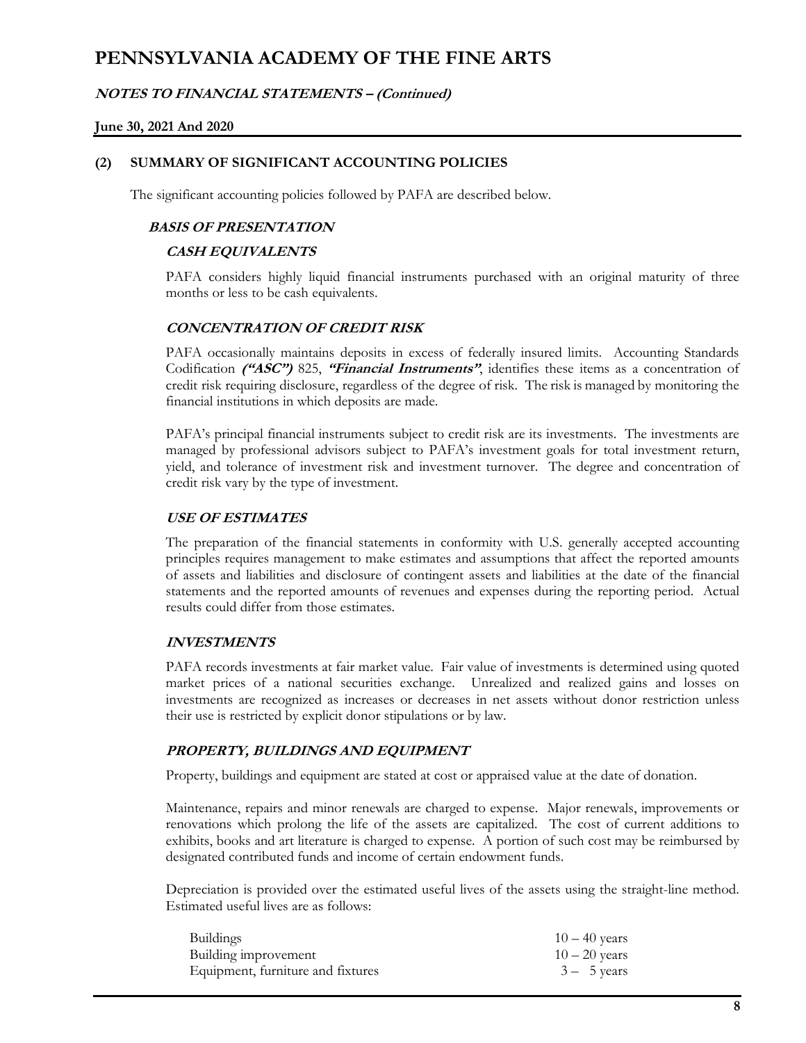## (2) SUMMARY OF SIGNIFICANT ACCOUNTING POLICIES

The significant accounting policies followed by PAFA are described below.

### ***BASIS OF PRESENTATION***

#### ***CASH EQUIVALENTS***

PAFA considers highly liquid financial instruments purchased with an original maturity of three months or less to be cash equivalents.

#### ***CONCENTRATION OF CREDIT RISK***

PAFA occasionally maintains deposits in excess of federally insured limits. Accounting Standards Codification ***("ASC")*** 825, ***"Financial Instruments"***, identifies these items as a concentration of credit risk requiring disclosure, regardless of the degree of risk. The risk is managed by monitoring the financial institutions in which deposits are made.

PAFA's principal financial instruments subject to credit risk are its investments. The investments are managed by professional advisors subject to PAFA's investment goals for total investment return, yield, and tolerance of investment risk and investment turnover. The degree and concentration of credit risk vary by the type of investment.

#### ***USE OF ESTIMATES***

The preparation of the financial statements in conformity with U.S. generally accepted accounting principles requires management to make estimates and assumptions that affect the reported amounts of assets and liabilities and disclosure of contingent assets and liabilities at the date of the financial statements and the reported amounts of revenues and expenses during the reporting period. Actual results could differ from those estimates.

#### ***INVESTMENTS***

PAFA records investments at fair market value. Fair value of investments is determined using quoted market prices of a national securities exchange. Unrealized and realized gains and losses on investments are recognized as increases or decreases in net assets without donor restriction unless their use is restricted by explicit donor stipulations or by law.

#### ***PROPERTY, BUILDINGS AND EQUIPMENT***

Property, buildings and equipment are stated at cost or appraised value at the date of donation.

Maintenance, repairs and minor renewals are charged to expense. Major renewals, improvements or renovations which prolong the life of the assets are capitalized. The cost of current additions to exhibits, books and art literature is charged to expense. A portion of such cost may be reimbursed by designated contributed funds and income of certain endowment funds.

Depreciation is provided over the estimated useful lives of the assets using the straight-line method. Estimated useful lives are as follows:

| | |
|---|---|
| Buildings | 10 – 40 years |
| Building improvement | 10 – 20 years |
| Equipment, furniture and fixtures | 3 – 5 years |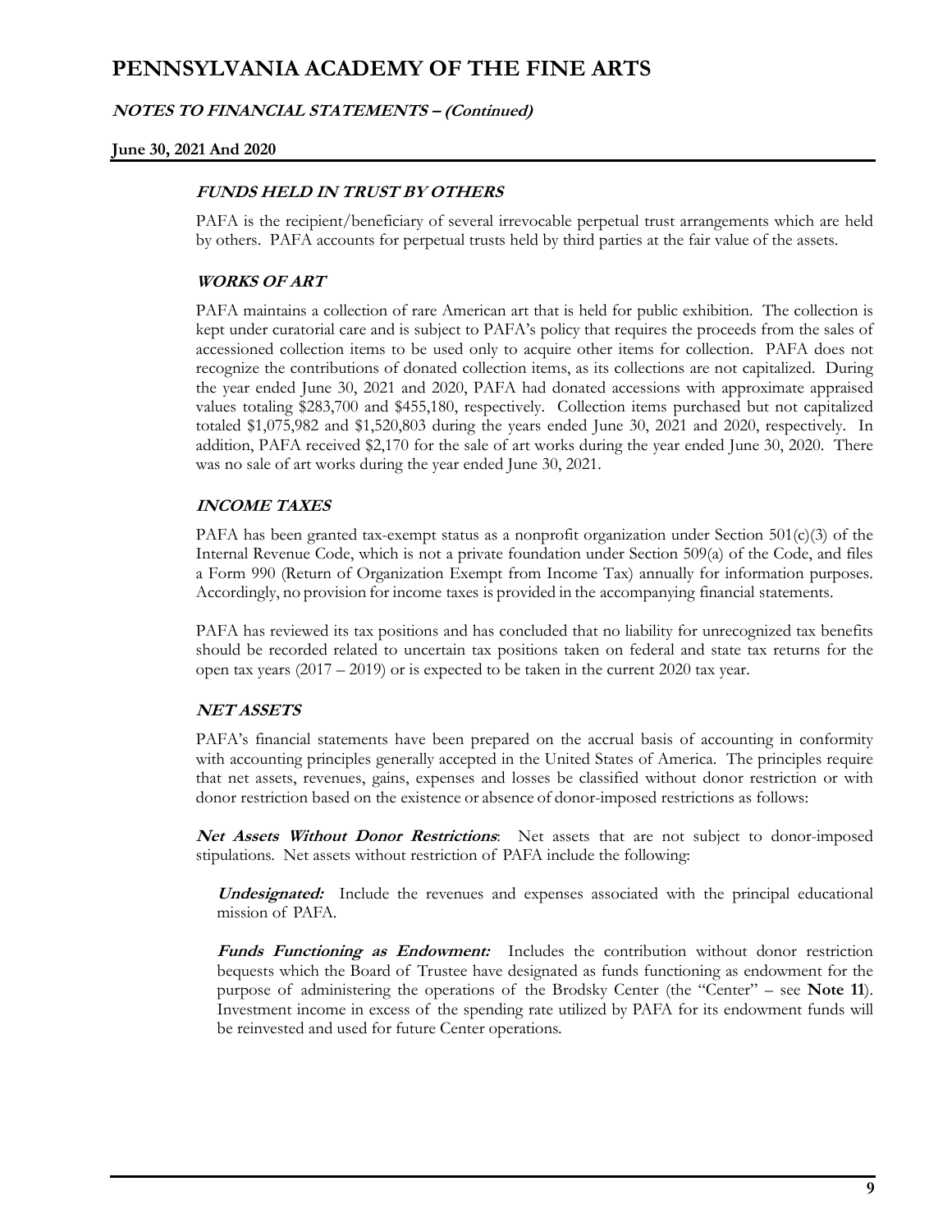### *FUNDS HELD IN TRUST BY OTHERS*

PAFA is the recipient/beneficiary of several irrevocable perpetual trust arrangements which are held by others. PAFA accounts for perpetual trusts held by third parties at the fair value of the assets.

### *WORKS OF ART*

PAFA maintains a collection of rare American art that is held for public exhibition. The collection is kept under curatorial care and is subject to PAFA's policy that requires the proceeds from the sales of accessioned collection items to be used only to acquire other items for collection. PAFA does not recognize the contributions of donated collection items, as its collections are not capitalized. During the year ended June 30, 2021 and 2020, PAFA had donated accessions with approximate appraised values totaling $283,700 and $455,180, respectively. Collection items purchased but not capitalized totaled $1,075,982 and $1,520,803 during the years ended June 30, 2021 and 2020, respectively. In addition, PAFA received $2,170 for the sale of art works during the year ended June 30, 2020. There was no sale of art works during the year ended June 30, 2021.

### *INCOME TAXES*

PAFA has been granted tax-exempt status as a nonprofit organization under Section 501(c)(3) of the Internal Revenue Code, which is not a private foundation under Section 509(a) of the Code, and files a Form 990 (Return of Organization Exempt from Income Tax) annually for information purposes. Accordingly, no provision for income taxes is provided in the accompanying financial statements.

PAFA has reviewed its tax positions and has concluded that no liability for unrecognized tax benefits should be recorded related to uncertain tax positions taken on federal and state tax returns for the open tax years (2017 – 2019) or is expected to be taken in the current 2020 tax year.

### *NET ASSETS*

PAFA's financial statements have been prepared on the accrual basis of accounting in conformity with accounting principles generally accepted in the United States of America. The principles require that net assets, revenues, gains, expenses and losses be classified without donor restriction or with donor restriction based on the existence or absence of donor-imposed restrictions as follows:

***Net Assets Without Donor Restrictions***: Net assets that are not subject to donor-imposed stipulations. Net assets without restriction of PAFA include the following:

***Undesignated:*** Include the revenues and expenses associated with the principal educational mission of PAFA.

***Funds Functioning as Endowment:*** Includes the contribution without donor restriction bequests which the Board of Trustee have designated as funds functioning as endowment for the purpose of administering the operations of the Brodsky Center (the "Center" – see **Note 11**). Investment income in excess of the spending rate utilized by PAFA for its endowment funds will be reinvested and used for future Center operations.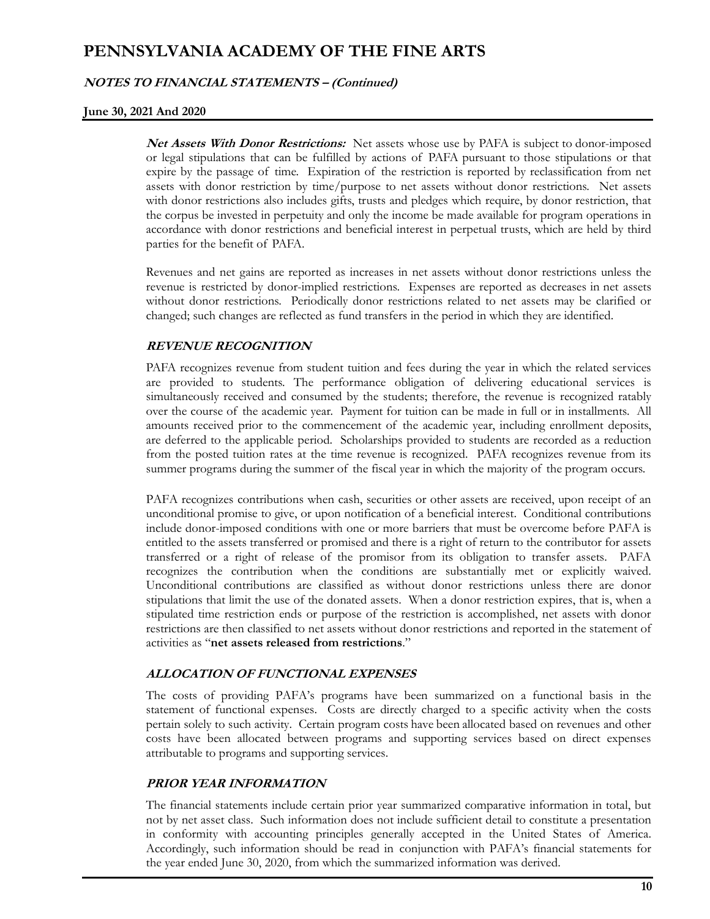**Net Assets With Donor Restrictions:** Net assets whose use by PAFA is subject to donor-imposed or legal stipulations that can be fulfilled by actions of PAFA pursuant to those stipulations or that expire by the passage of time. Expiration of the restriction is reported by reclassification from net assets with donor restriction by time/purpose to net assets without donor restrictions. Net assets with donor restrictions also includes gifts, trusts and pledges which require, by donor restriction, that the corpus be invested in perpetuity and only the income be made available for program operations in accordance with donor restrictions and beneficial interest in perpetual trusts, which are held by third parties for the benefit of PAFA.

Revenues and net gains are reported as increases in net assets without donor restrictions unless the revenue is restricted by donor-implied restrictions. Expenses are reported as decreases in net assets without donor restrictions. Periodically donor restrictions related to net assets may be clarified or changed; such changes are reflected as fund transfers in the period in which they are identified.

### REVENUE RECOGNITION

PAFA recognizes revenue from student tuition and fees during the year in which the related services are provided to students. The performance obligation of delivering educational services is simultaneously received and consumed by the students; therefore, the revenue is recognized ratably over the course of the academic year. Payment for tuition can be made in full or in installments. All amounts received prior to the commencement of the academic year, including enrollment deposits, are deferred to the applicable period. Scholarships provided to students are recorded as a reduction from the posted tuition rates at the time revenue is recognized. PAFA recognizes revenue from its summer programs during the summer of the fiscal year in which the majority of the program occurs.

PAFA recognizes contributions when cash, securities or other assets are received, upon receipt of an unconditional promise to give, or upon notification of a beneficial interest. Conditional contributions include donor-imposed conditions with one or more barriers that must be overcome before PAFA is entitled to the assets transferred or promised and there is a right of return to the contributor for assets transferred or a right of release of the promisor from its obligation to transfer assets. PAFA recognizes the contribution when the conditions are substantially met or explicitly waived. Unconditional contributions are classified as without donor restrictions unless there are donor stipulations that limit the use of the donated assets. When a donor restriction expires, that is, when a stipulated time restriction ends or purpose of the restriction is accomplished, net assets with donor restrictions are then classified to net assets without donor restrictions and reported in the statement of activities as "**net assets released from restrictions**."

### ALLOCATION OF FUNCTIONAL EXPENSES

The costs of providing PAFA's programs have been summarized on a functional basis in the statement of functional expenses. Costs are directly charged to a specific activity when the costs pertain solely to such activity. Certain program costs have been allocated based on revenues and other costs have been allocated between programs and supporting services based on direct expenses attributable to programs and supporting services.

### PRIOR YEAR INFORMATION

The financial statements include certain prior year summarized comparative information in total, but not by net asset class. Such information does not include sufficient detail to constitute a presentation in conformity with accounting principles generally accepted in the United States of America. Accordingly, such information should be read in conjunction with PAFA's financial statements for the year ended June 30, 2020, from which the summarized information was derived.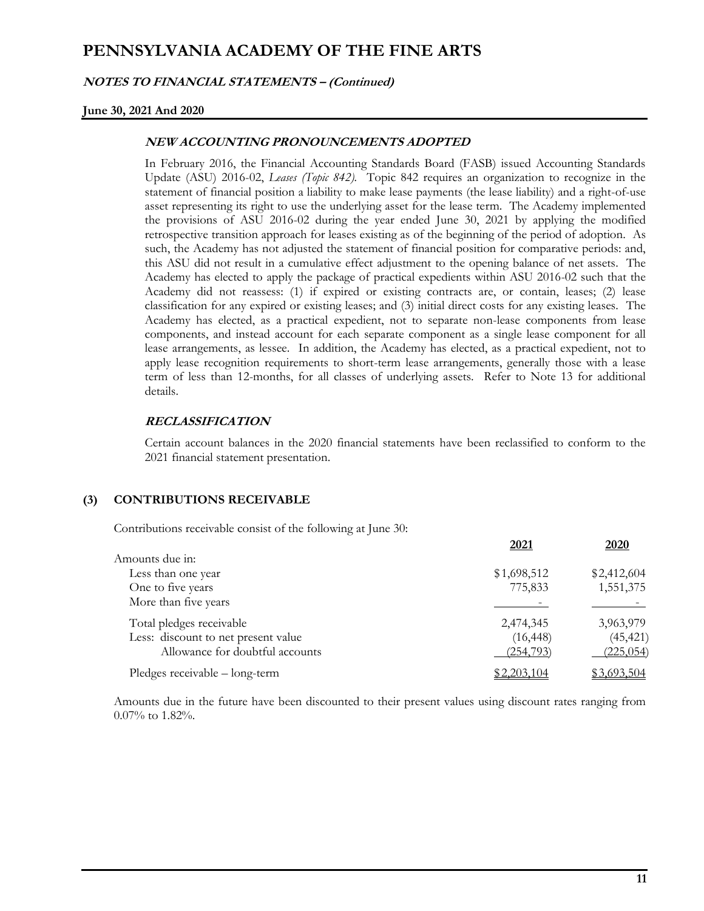### NEW ACCOUNTING PRONOUNCEMENTS ADOPTED

In February 2016, the Financial Accounting Standards Board (FASB) issued Accounting Standards Update (ASU) 2016-02, *Leases (Topic 842)*. Topic 842 requires an organization to recognize in the statement of financial position a liability to make lease payments (the lease liability) and a right-of-use asset representing its right to use the underlying asset for the lease term. The Academy implemented the provisions of ASU 2016-02 during the year ended June 30, 2021 by applying the modified retrospective transition approach for leases existing as of the beginning of the period of adoption. As such, the Academy has not adjusted the statement of financial position for comparative periods: and, this ASU did not result in a cumulative effect adjustment to the opening balance of net assets. The Academy has elected to apply the package of practical expedients within ASU 2016-02 such that the Academy did not reassess: (1) if expired or existing contracts are, or contain, leases; (2) lease classification for any expired or existing leases; and (3) initial direct costs for any existing leases. The Academy has elected, as a practical expedient, not to separate non-lease components from lease components, and instead account for each separate component as a single lease component for all lease arrangements, as lessee. In addition, the Academy has elected, as a practical expedient, not to apply lease recognition requirements to short-term lease arrangements, generally those with a lease term of less than 12-months, for all classes of underlying assets. Refer to Note 13 for additional details.

### RECLASSIFICATION

Certain account balances in the 2020 financial statements have been reclassified to conform to the 2021 financial statement presentation.

## (3) CONTRIBUTIONS RECEIVABLE

Contributions receivable consist of the following at June 30:

| | 2021 | 2020 |
|---|---|---|
| Amounts due in: | | |
| Less than one year | $1,698,512 | $2,412,604 |
| One to five years | 775,833 | 1,551,375 |
| More than five years | - | - |
| Total pledges receivable | 2,474,345 | 3,963,979 |
| Less: discount to net present value | (16,448) | (45,421) |
| Allowance for doubtful accounts | (254,793) | (225,054) |
| Pledges receivable – long-term | $2,203,104 | $3,693,504 |

Amounts due in the future have been discounted to their present values using discount rates ranging from 0.07% to 1.82%.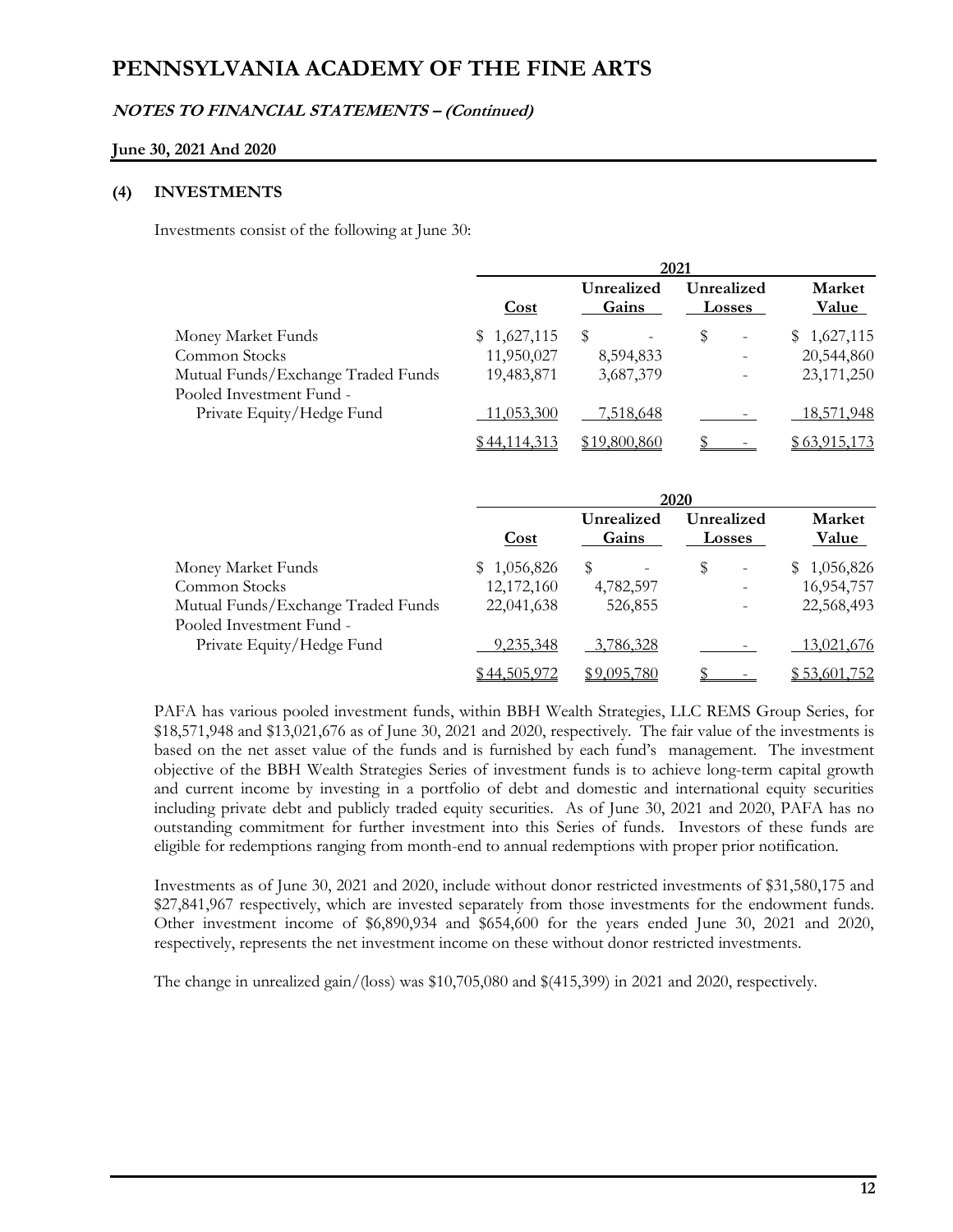# PENNSYLVANIA ACADEMY OF THE FINE ARTS

**NOTES TO FINANCIAL STATEMENTS – (Continued)**

**June 30, 2021 And 2020**

## (4) INVESTMENTS

Investments consist of the following at June 30:

| | 2021 | | | |
|---|---|---|---|---|
| | Cost | Unrealized Gains | Unrealized Losses | Market Value |
| Money Market Funds | $ 1,627,115 | $ - | $ - | $ 1,627,115 |
| Common Stocks | 11,950,027 | 8,594,833 | - | 20,544,860 |
| Mutual Funds/Exchange Traded Funds | 19,483,871 | 3,687,379 | - | 23,171,250 |
| Pooled Investment Fund - Private Equity/Hedge Fund | 11,053,300 | 7,518,648 | - | 18,571,948 |
| | $ 44,114,313 | $ 19,800,860 | $ - | $ 63,915,173 |

| | 2020 | | | |
|---|---|---|---|---|
| | Cost | Unrealized Gains | Unrealized Losses | Market Value |
| Money Market Funds | $ 1,056,826 | $ - | $ - | $ 1,056,826 |
| Common Stocks | 12,172,160 | 4,782,597 | - | 16,954,757 |
| Mutual Funds/Exchange Traded Funds | 22,041,638 | 526,855 | - | 22,568,493 |
| Pooled Investment Fund - Private Equity/Hedge Fund | 9,235,348 | 3,786,328 | - | 13,021,676 |
| | $ 44,505,972 | $ 9,095,780 | $ - | $ 53,601,752 |

PAFA has various pooled investment funds, within BBH Wealth Strategies, LLC REMS Group Series, for $18,571,948 and $13,021,676 as of June 30, 2021 and 2020, respectively. The fair value of the investments is based on the net asset value of the funds and is furnished by each fund's management. The investment objective of the BBH Wealth Strategies Series of investment funds is to achieve long-term capital growth and current income by investing in a portfolio of debt and domestic and international equity securities including private debt and publicly traded equity securities. As of June 30, 2021 and 2020, PAFA has no outstanding commitment for further investment into this Series of funds. Investors of these funds are eligible for redemptions ranging from month-end to annual redemptions with proper prior notification.

Investments as of June 30, 2021 and 2020, include without donor restricted investments of $31,580,175 and $27,841,967 respectively, which are invested separately from those investments for the endowment funds. Other investment income of $6,890,934 and $654,600 for the years ended June 30, 2021 and 2020, respectively, represents the net investment income on these without donor restricted investments.

The change in unrealized gain/(loss) was $10,705,080 and $(415,399) in 2021 and 2020, respectively.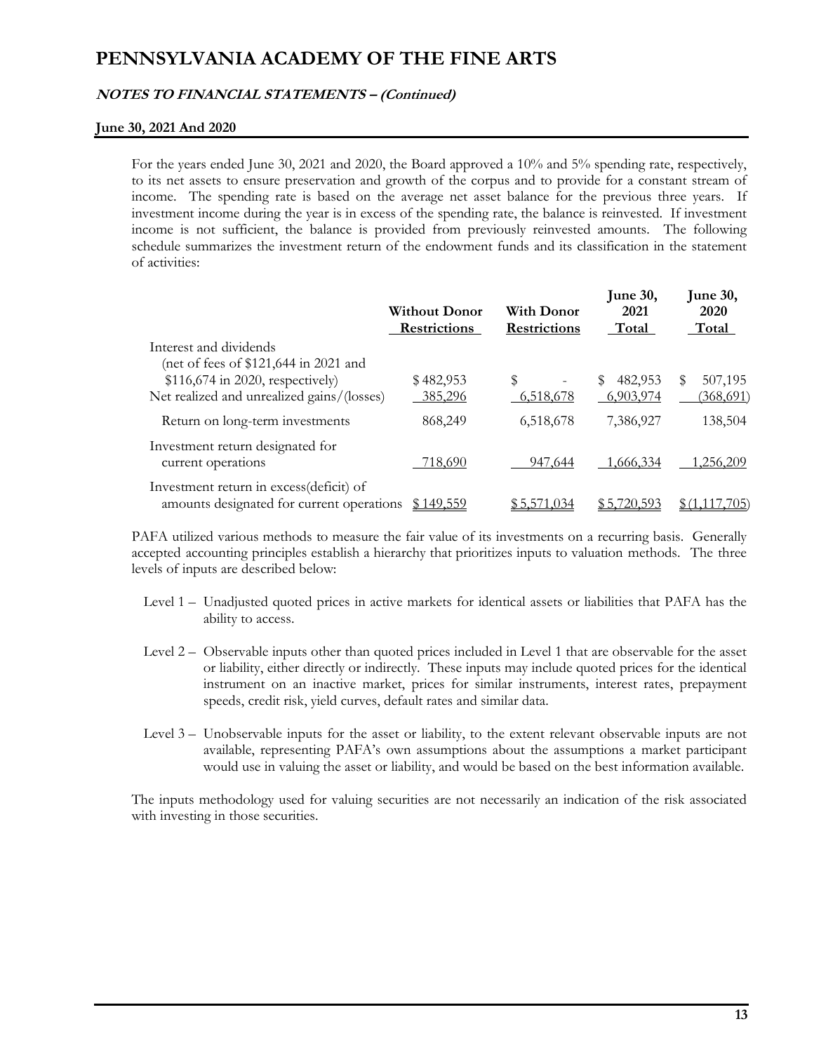# PENNSYLVANIA ACADEMY OF THE FINE ARTS

***NOTES TO FINANCIAL STATEMENTS – (Continued)***

**June 30, 2021 And 2020**

For the years ended June 30, 2021 and 2020, the Board approved a 10% and 5% spending rate, respectively, to its net assets to ensure preservation and growth of the corpus and to provide for a constant stream of income. The spending rate is based on the average net asset balance for the previous three years. If investment income during the year is in excess of the spending rate, the balance is reinvested. If investment income is not sufficient, the balance is provided from previously reinvested amounts. The following schedule summarizes the investment return of the endowment funds and its classification in the statement of activities:

| | Without Donor Restrictions | With Donor Restrictions | June 30, 2021 Total | June 30, 2020 Total |
|---|---|---|---|---|
| Interest and dividends (net of fees of $121,644 in 2021 and $116,674 in 2020, respectively) | $ 482,953 | $ - | $ 482,953 | $ 507,195 |
| Net realized and unrealized gains/(losses) | 385,296 | 6,518,678 | 6,903,974 | (368,691) |
| Return on long-term investments | 868,249 | 6,518,678 | 7,386,927 | 138,504 |
| Investment return designated for current operations | 718,690 | 947,644 | 1,666,334 | 1,256,209 |
| Investment return in excess(deficit) of amounts designated for current operations | $ 149,559 | $ 5,571,034 | $ 5,720,593 | $ (1,117,705) |

PAFA utilized various methods to measure the fair value of its investments on a recurring basis. Generally accepted accounting principles establish a hierarchy that prioritizes inputs to valuation methods. The three levels of inputs are described below:

- Level 1 – Unadjusted quoted prices in active markets for identical assets or liabilities that PAFA has the ability to access.
- Level 2 – Observable inputs other than quoted prices included in Level 1 that are observable for the asset or liability, either directly or indirectly. These inputs may include quoted prices for the identical instrument on an inactive market, prices for similar instruments, interest rates, prepayment speeds, credit risk, yield curves, default rates and similar data.
- Level 3 – Unobservable inputs for the asset or liability, to the extent relevant observable inputs are not available, representing PAFA's own assumptions about the assumptions a market participant would use in valuing the asset or liability, and would be based on the best information available.

The inputs methodology used for valuing securities are not necessarily an indication of the risk associated with investing in those securities.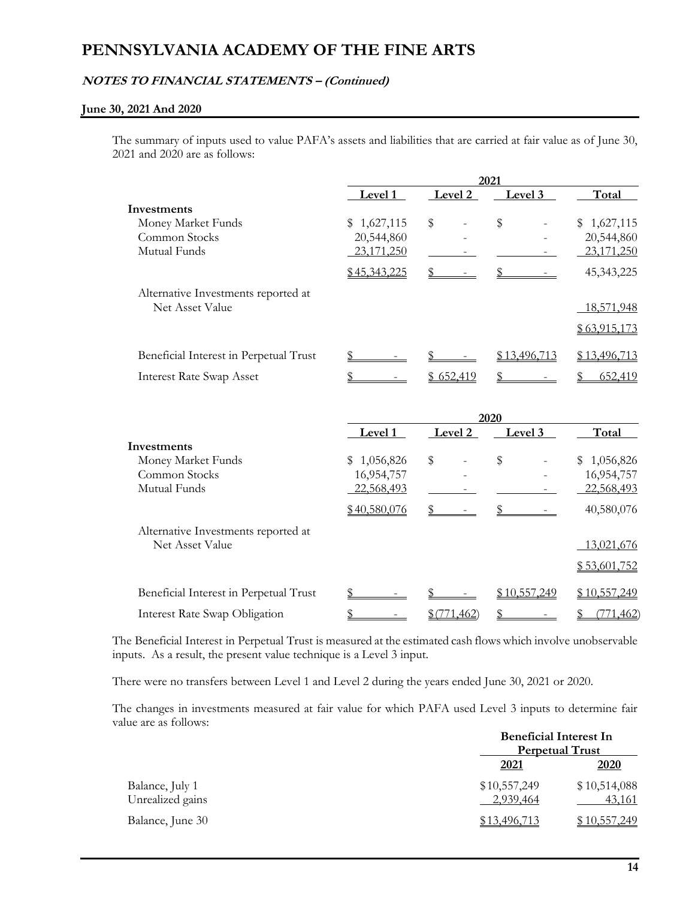# PENNSYLVANIA ACADEMY OF THE FINE ARTS

## *NOTES TO FINANCIAL STATEMENTS – (Continued)*

**June 30, 2021 And 2020**

The summary of inputs used to value PAFA's assets and liabilities that are carried at fair value as of June 30, 2021 and 2020 are as follows:

| | 2021 | | | |
|---|---|---|---|---|
| | Level 1 | Level 2 | Level 3 | Total |
| **Investments** | | | | |
| Money Market Funds | $ 1,627,115 | $ - | $ - | $ 1,627,115 |
| Common Stocks | 20,544,860 | - | - | 20,544,860 |
| Mutual Funds | 23,171,250 | - | - | 23,171,250 |
| | $ 45,343,225 | $ - | $ - | 45,343,225 |
| Alternative Investments reported at Net Asset Value | | | | 18,571,948 |
| | | | | $ 63,915,173 |
| Beneficial Interest in Perpetual Trust | $ - | $ - | $ 13,496,713 | $ 13,496,713 |
| Interest Rate Swap Asset | $ - | $ 652,419 | $ - | $ 652,419 |

| | 2020 | | | |
|---|---|---|---|---|
| | Level 1 | Level 2 | Level 3 | Total |
| **Investments** | | | | |
| Money Market Funds | $ 1,056,826 | $ - | $ - | $ 1,056,826 |
| Common Stocks | 16,954,757 | - | - | 16,954,757 |
| Mutual Funds | 22,568,493 | - | - | 22,568,493 |
| | $ 40,580,076 | $ - | $ - | 40,580,076 |
| Alternative Investments reported at Net Asset Value | | | | 13,021,676 |
| | | | | $ 53,601,752 |
| Beneficial Interest in Perpetual Trust | $ - | $ - | $ 10,557,249 | $ 10,557,249 |
| Interest Rate Swap Obligation | $ - | $ (771,462) | $ - | $ (771,462) |

The Beneficial Interest in Perpetual Trust is measured at the estimated cash flows which involve unobservable inputs. As a result, the present value technique is a Level 3 input.

There were no transfers between Level 1 and Level 2 during the years ended June 30, 2021 or 2020.

The changes in investments measured at fair value for which PAFA used Level 3 inputs to determine fair value are as follows:

| | Beneficial Interest In Perpetual Trust | |
|---|---|---|
| | **2021** | **2020** |
| Balance, July 1 | $ 10,557,249 | $ 10,514,088 |
| Unrealized gains | 2,939,464 | 43,161 |
| Balance, June 30 | $ 13,496,713 | $ 10,557,249 |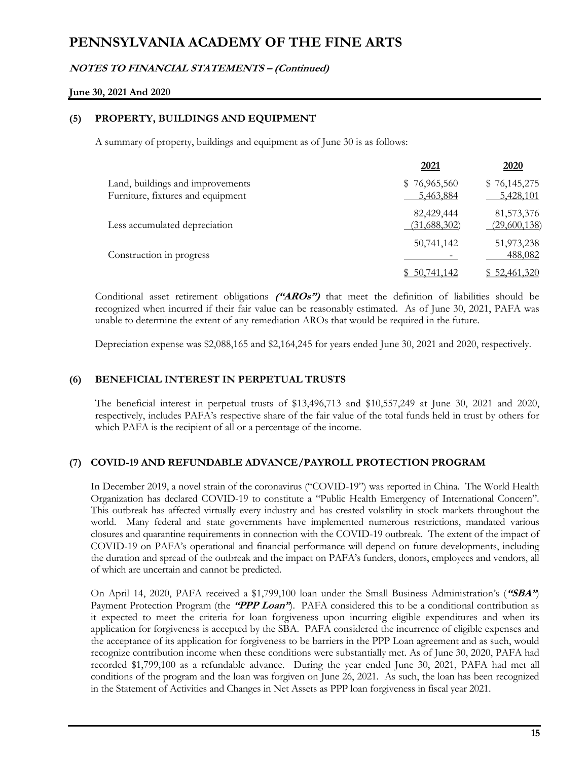# PENNSYLVANIA ACADEMY OF THE FINE ARTS

## *NOTES TO FINANCIAL STATEMENTS – (Continued)*

**June 30, 2021 And 2020**

### (5) PROPERTY, BUILDINGS AND EQUIPMENT

A summary of property, buildings and equipment as of June 30 is as follows:

| | 2021 | 2020 |
|---|---|---|
| Land, buildings and improvements | $ 76,965,560 | $ 76,145,275 |
| Furniture, fixtures and equipment | 5,463,884 | 5,428,101 |
| | 82,429,444 | 81,573,376 |
| Less accumulated depreciation | (31,688,302) | (29,600,138) |
| | 50,741,142 | 51,973,238 |
| Construction in progress | - | 488,082 |
| | $ 50,741,142 | $ 52,461,320 |

Conditional asset retirement obligations ***("AROs")*** that meet the definition of liabilities should be recognized when incurred if their fair value can be reasonably estimated. As of June 30, 2021, PAFA was unable to determine the extent of any remediation AROs that would be required in the future.

Depreciation expense was $2,088,165 and $2,164,245 for years ended June 30, 2021 and 2020, respectively.

### (6) BENEFICIAL INTEREST IN PERPETUAL TRUSTS

The beneficial interest in perpetual trusts of $13,496,713 and $10,557,249 at June 30, 2021 and 2020, respectively, includes PAFA's respective share of the fair value of the total funds held in trust by others for which PAFA is the recipient of all or a percentage of the income.

### (7) COVID-19 AND REFUNDABLE ADVANCE/PAYROLL PROTECTION PROGRAM

In December 2019, a novel strain of the coronavirus ("COVID-19") was reported in China. The World Health Organization has declared COVID-19 to constitute a "Public Health Emergency of International Concern". This outbreak has affected virtually every industry and has created volatility in stock markets throughout the world. Many federal and state governments have implemented numerous restrictions, mandated various closures and quarantine requirements in connection with the COVID-19 outbreak. The extent of the impact of COVID-19 on PAFA's operational and financial performance will depend on future developments, including the duration and spread of the outbreak and the impact on PAFA's funders, donors, employees and vendors, all of which are uncertain and cannot be predicted.

On April 14, 2020, PAFA received a $1,799,100 loan under the Small Business Administration's (***"SBA"***) Payment Protection Program (the ***"PPP Loan"***). PAFA considered this to be a conditional contribution as it expected to meet the criteria for loan forgiveness upon incurring eligible expenditures and when its application for forgiveness is accepted by the SBA. PAFA considered the incurrence of eligible expenses and the acceptance of its application for forgiveness to be barriers in the PPP Loan agreement and as such, would recognize contribution income when these conditions were substantially met. As of June 30, 2020, PAFA had recorded $1,799,100 as a refundable advance. During the year ended June 30, 2021, PAFA had met all conditions of the program and the loan was forgiven on June 26, 2021. As such, the loan has been recognized in the Statement of Activities and Changes in Net Assets as PPP loan forgiveness in fiscal year 2021.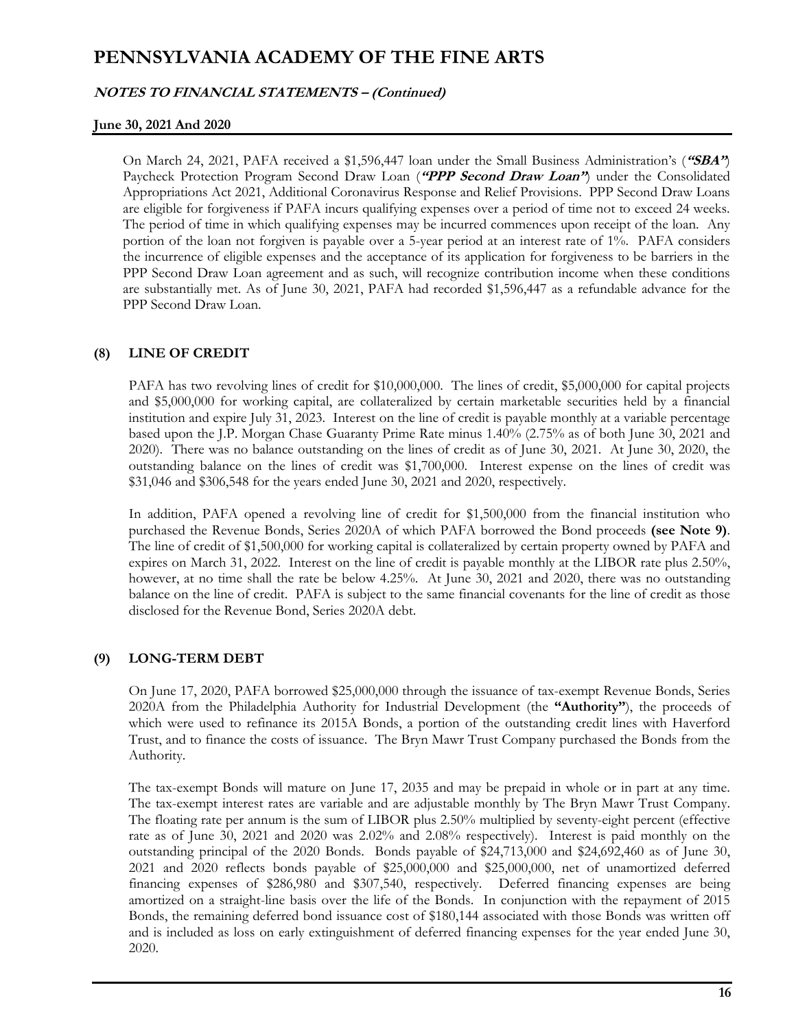On March 24, 2021, PAFA received a $1,596,447 loan under the Small Business Administration's (***"SBA"***) Paycheck Protection Program Second Draw Loan (***"PPP Second Draw Loan"***) under the Consolidated Appropriations Act 2021, Additional Coronavirus Response and Relief Provisions. PPP Second Draw Loans are eligible for forgiveness if PAFA incurs qualifying expenses over a period of time not to exceed 24 weeks. The period of time in which qualifying expenses may be incurred commences upon receipt of the loan. Any portion of the loan not forgiven is payable over a 5-year period at an interest rate of 1%. PAFA considers the incurrence of eligible expenses and the acceptance of its application for forgiveness to be barriers in the PPP Second Draw Loan agreement and as such, will recognize contribution income when these conditions are substantially met. As of June 30, 2021, PAFA had recorded $1,596,447 as a refundable advance for the PPP Second Draw Loan.

## (8) LINE OF CREDIT

PAFA has two revolving lines of credit for $10,000,000. The lines of credit, $5,000,000 for capital projects and $5,000,000 for working capital, are collateralized by certain marketable securities held by a financial institution and expire July 31, 2023. Interest on the line of credit is payable monthly at a variable percentage based upon the J.P. Morgan Chase Guaranty Prime Rate minus 1.40% (2.75% as of both June 30, 2021 and 2020). There was no balance outstanding on the lines of credit as of June 30, 2021. At June 30, 2020, the outstanding balance on the lines of credit was $1,700,000. Interest expense on the lines of credit was $31,046 and $306,548 for the years ended June 30, 2021 and 2020, respectively.

In addition, PAFA opened a revolving line of credit for $1,500,000 from the financial institution who purchased the Revenue Bonds, Series 2020A of which PAFA borrowed the Bond proceeds **(see Note 9)**. The line of credit of $1,500,000 for working capital is collateralized by certain property owned by PAFA and expires on March 31, 2022. Interest on the line of credit is payable monthly at the LIBOR rate plus 2.50%, however, at no time shall the rate be below 4.25%. At June 30, 2021 and 2020, there was no outstanding balance on the line of credit. PAFA is subject to the same financial covenants for the line of credit as those disclosed for the Revenue Bond, Series 2020A debt.

## (9) LONG-TERM DEBT

On June 17, 2020, PAFA borrowed $25,000,000 through the issuance of tax-exempt Revenue Bonds, Series 2020A from the Philadelphia Authority for Industrial Development (the **"Authority"**), the proceeds of which were used to refinance its 2015A Bonds, a portion of the outstanding credit lines with Haverford Trust, and to finance the costs of issuance. The Bryn Mawr Trust Company purchased the Bonds from the Authority.

The tax-exempt Bonds will mature on June 17, 2035 and may be prepaid in whole or in part at any time. The tax-exempt interest rates are variable and are adjustable monthly by The Bryn Mawr Trust Company. The floating rate per annum is the sum of LIBOR plus 2.50% multiplied by seventy-eight percent (effective rate as of June 30, 2021 and 2020 was 2.02% and 2.08% respectively). Interest is paid monthly on the outstanding principal of the 2020 Bonds. Bonds payable of $24,713,000 and $24,692,460 as of June 30, 2021 and 2020 reflects bonds payable of $25,000,000 and $25,000,000, net of unamortized deferred financing expenses of $286,980 and $307,540, respectively. Deferred financing expenses are being amortized on a straight-line basis over the life of the Bonds. In conjunction with the repayment of 2015 Bonds, the remaining deferred bond issuance cost of $180,144 associated with those Bonds was written off and is included as loss on early extinguishment of deferred financing expenses for the year ended June 30, 2020.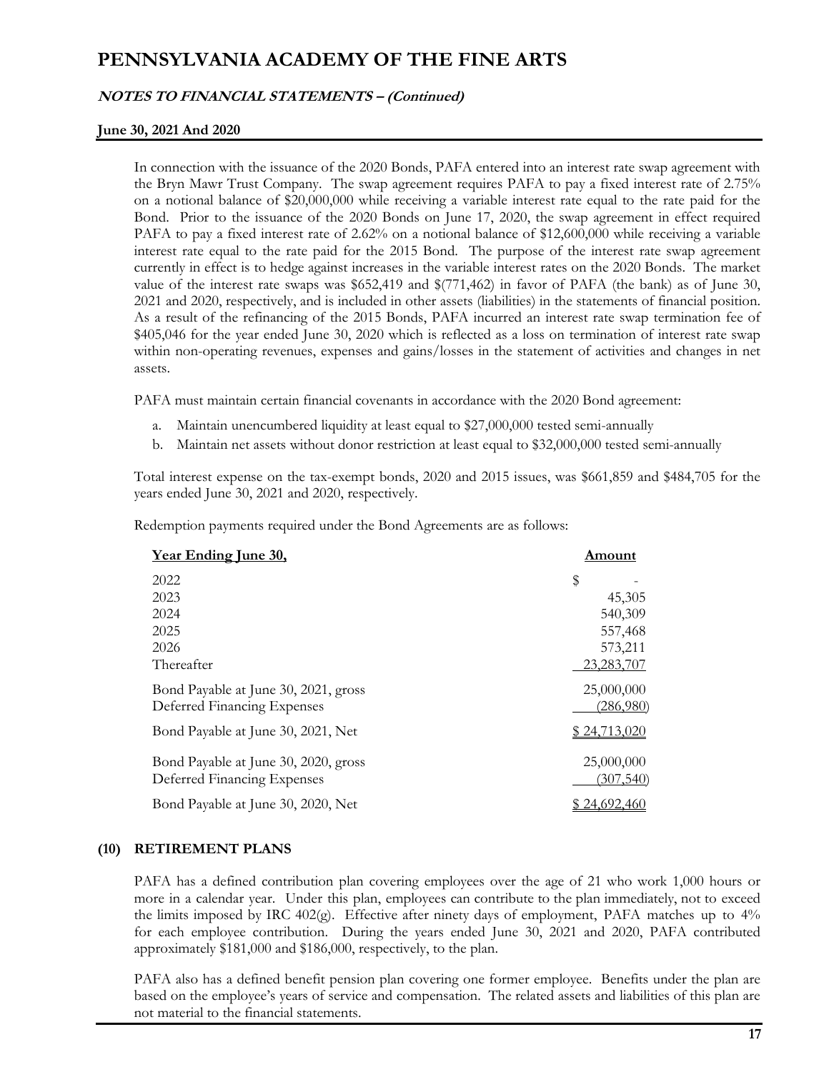In connection with the issuance of the 2020 Bonds, PAFA entered into an interest rate swap agreement with the Bryn Mawr Trust Company. The swap agreement requires PAFA to pay a fixed interest rate of 2.75% on a notional balance of $20,000,000 while receiving a variable interest rate equal to the rate paid for the Bond. Prior to the issuance of the 2020 Bonds on June 17, 2020, the swap agreement in effect required PAFA to pay a fixed interest rate of 2.62% on a notional balance of $12,600,000 while receiving a variable interest rate equal to the rate paid for the 2015 Bond. The purpose of the interest rate swap agreement currently in effect is to hedge against increases in the variable interest rates on the 2020 Bonds. The market value of the interest rate swaps was $652,419 and $(771,462) in favor of PAFA (the bank) as of June 30, 2021 and 2020, respectively, and is included in other assets (liabilities) in the statements of financial position. As a result of the refinancing of the 2015 Bonds, PAFA incurred an interest rate swap termination fee of $405,046 for the year ended June 30, 2020 which is reflected as a loss on termination of interest rate swap within non-operating revenues, expenses and gains/losses in the statement of activities and changes in net assets.

PAFA must maintain certain financial covenants in accordance with the 2020 Bond agreement:

a. Maintain unencumbered liquidity at least equal to $27,000,000 tested semi-annually
b. Maintain net assets without donor restriction at least equal to $32,000,000 tested semi-annually

Total interest expense on the tax-exempt bonds, 2020 and 2015 issues, was $661,859 and $484,705 for the years ended June 30, 2021 and 2020, respectively.

Redemption payments required under the Bond Agreements are as follows:

| Year Ending June 30, | Amount |
|---|---|
| 2022 | $ - |
| 2023 | 45,305 |
| 2024 | 540,309 |
| 2025 | 557,468 |
| 2026 | 573,211 |
| Thereafter | 23,283,707 |
| Bond Payable at June 30, 2021, gross | 25,000,000 |
| Deferred Financing Expenses | (286,980) |
| Bond Payable at June 30, 2021, Net | $ 24,713,020 |
| Bond Payable at June 30, 2020, gross | 25,000,000 |
| Deferred Financing Expenses | (307,540) |
| Bond Payable at June 30, 2020, Net | $ 24,692,460 |

## (10) RETIREMENT PLANS

PAFA has a defined contribution plan covering employees over the age of 21 who work 1,000 hours or more in a calendar year. Under this plan, employees can contribute to the plan immediately, not to exceed the limits imposed by IRC 402(g). Effective after ninety days of employment, PAFA matches up to 4% for each employee contribution. During the years ended June 30, 2021 and 2020, PAFA contributed approximately $181,000 and $186,000, respectively, to the plan.

PAFA also has a defined benefit pension plan covering one former employee. Benefits under the plan are based on the employee's years of service and compensation. The related assets and liabilities of this plan are not material to the financial statements.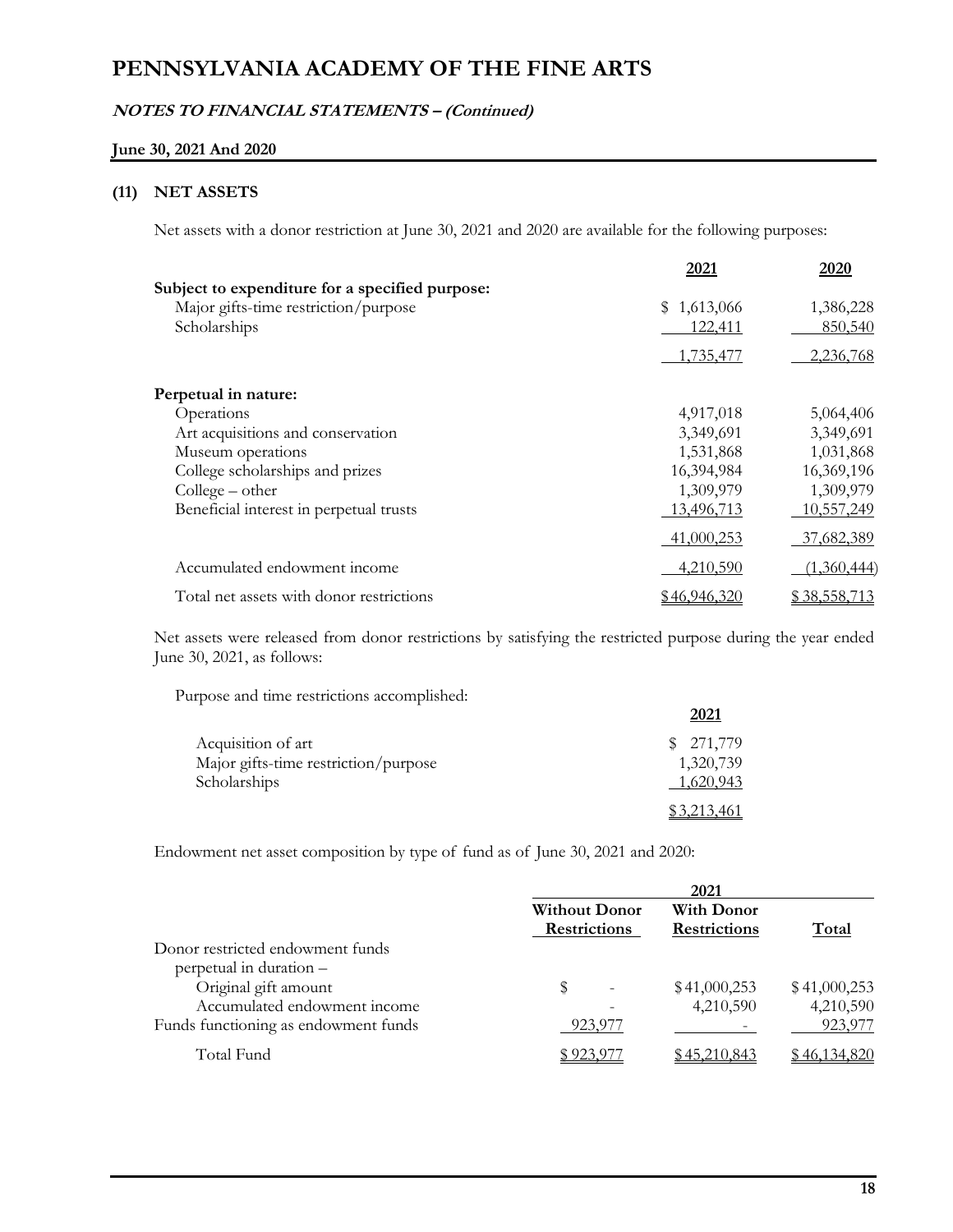# PENNSYLVANIA ACADEMY OF THE FINE ARTS

***NOTES TO FINANCIAL STATEMENTS – (Continued)***

**June 30, 2021 And 2020**

### (11) NET ASSETS

Net assets with a donor restriction at June 30, 2021 and 2020 are available for the following purposes:

| | 2021 | 2020 |
|---|---|---|
| **Subject to expenditure for a specified purpose:** | | |
| Major gifts-time restriction/purpose | $ 1,613,066 | 1,386,228 |
| Scholarships | 122,411 | 850,540 |
| | 1,735,477 | 2,236,768 |
| **Perpetual in nature:** | | |
| Operations | 4,917,018 | 5,064,406 |
| Art acquisitions and conservation | 3,349,691 | 3,349,691 |
| Museum operations | 1,531,868 | 1,031,868 |
| College scholarships and prizes | 16,394,984 | 16,369,196 |
| College – other | 1,309,979 | 1,309,979 |
| Beneficial interest in perpetual trusts | 13,496,713 | 10,557,249 |
| | 41,000,253 | 37,682,389 |
| Accumulated endowment income | 4,210,590 | (1,360,444) |
| Total net assets with donor restrictions | $46,946,320 | $ 38,558,713 |

Net assets were released from donor restrictions by satisfying the restricted purpose during the year ended June 30, 2021, as follows:

Purpose and time restrictions accomplished:

| | 2021 |
|---|---|
| Acquisition of art | $ 271,779 |
| Major gifts-time restriction/purpose | 1,320,739 |
| Scholarships | 1,620,943 |
| | $3,213,461 |

Endowment net asset composition by type of fund as of June 30, 2021 and 2020:

| | 2021 | | |
|---|---|---|---|
| | Without Donor Restrictions | With Donor Restrictions | Total |
| Donor restricted endowment funds perpetual in duration – | | | |
| Original gift amount | $ - | $41,000,253 | $41,000,253 |
| Accumulated endowment income | - | 4,210,590 | 4,210,590 |
| Funds functioning as endowment funds | 923,977 | - | 923,977 |
| Total Fund | $ 923,977 | $45,210,843 | $46,134,820 |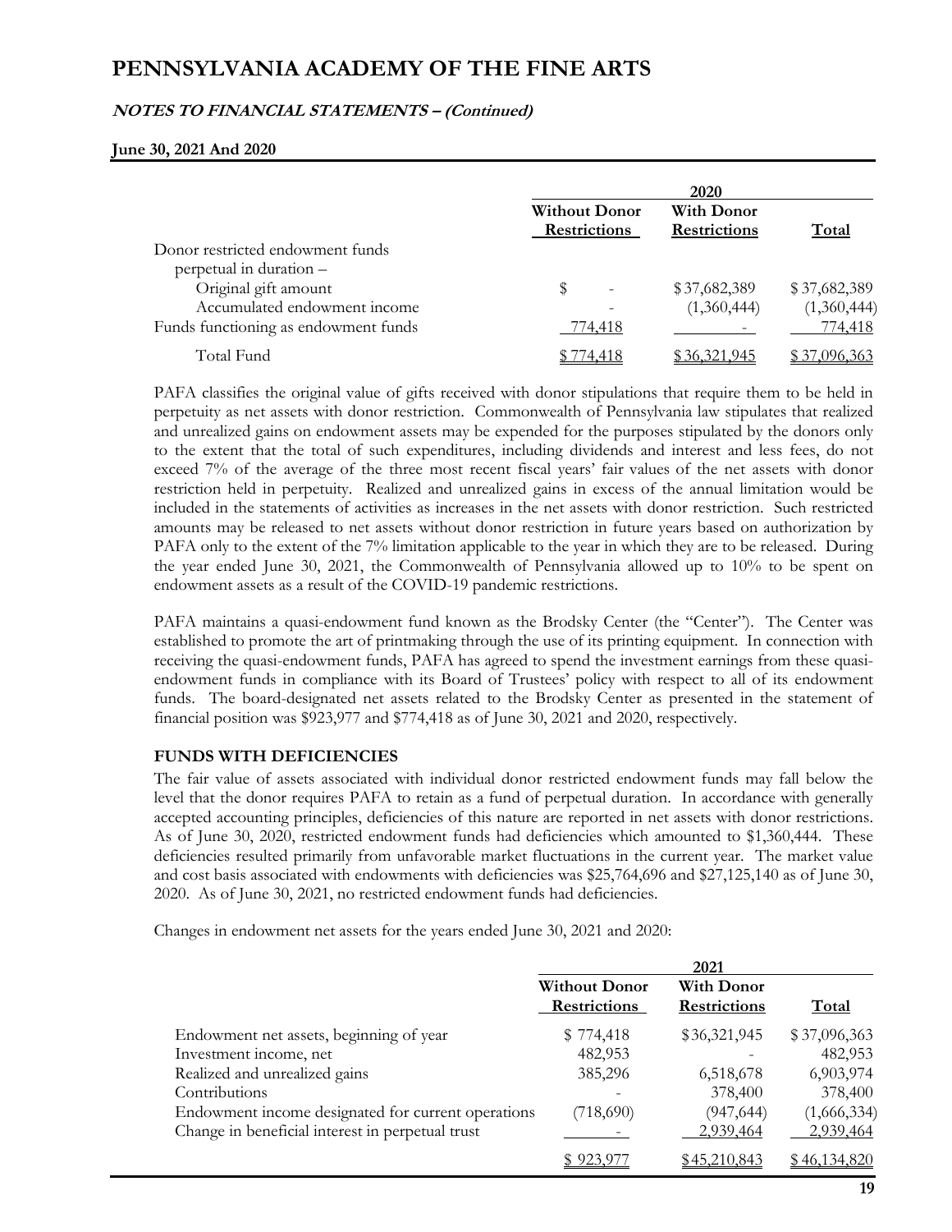# PENNSYLVANIA ACADEMY OF THE FINE ARTS

***NOTES TO FINANCIAL STATEMENTS – (Continued)***

**June 30, 2021 And 2020**

| | 2020 | | |
|---|---|---|---|
| | **Without Donor Restrictions** | **With Donor Restrictions** | **Total** |
| Donor restricted endowment funds perpetual in duration – | | | |
| Original gift amount | $ - | $ 37,682,389 | $ 37,682,389 |
| Accumulated endowment income | - | (1,360,444) | (1,360,444) |
| Funds functioning as endowment funds | 774,418 | - | 774,418 |
| Total Fund | $ 774,418 | $ 36,321,945 | $ 37,096,363 |

PAFA classifies the original value of gifts received with donor stipulations that require them to be held in perpetuity as net assets with donor restriction. Commonwealth of Pennsylvania law stipulates that realized and unrealized gains on endowment assets may be expended for the purposes stipulated by the donors only to the extent that the total of such expenditures, including dividends and interest and less fees, do not exceed 7% of the average of the three most recent fiscal years' fair values of the net assets with donor restriction held in perpetuity. Realized and unrealized gains in excess of the annual limitation would be included in the statements of activities as increases in the net assets with donor restriction. Such restricted amounts may be released to net assets without donor restriction in future years based on authorization by PAFA only to the extent of the 7% limitation applicable to the year in which they are to be released. During the year ended June 30, 2021, the Commonwealth of Pennsylvania allowed up to 10% to be spent on endowment assets as a result of the COVID-19 pandemic restrictions.

PAFA maintains a quasi-endowment fund known as the Brodsky Center (the "Center"). The Center was established to promote the art of printmaking through the use of its printing equipment. In connection with receiving the quasi-endowment funds, PAFA has agreed to spend the investment earnings from these quasi-endowment funds in compliance with its Board of Trustees' policy with respect to all of its endowment funds. The board-designated net assets related to the Brodsky Center as presented in the statement of financial position was $923,977 and $774,418 as of June 30, 2021 and 2020, respectively.

**FUNDS WITH DEFICIENCIES**

The fair value of assets associated with individual donor restricted endowment funds may fall below the level that the donor requires PAFA to retain as a fund of perpetual duration. In accordance with generally accepted accounting principles, deficiencies of this nature are reported in net assets with donor restrictions. As of June 30, 2020, restricted endowment funds had deficiencies which amounted to $1,360,444. These deficiencies resulted primarily from unfavorable market fluctuations in the current year. The market value and cost basis associated with endowments with deficiencies was $25,764,696 and $27,125,140 as of June 30, 2020. As of June 30, 2021, no restricted endowment funds had deficiencies.

Changes in endowment net assets for the years ended June 30, 2021 and 2020:

| | 2021 | | |
|---|---|---|---|
| | **Without Donor Restrictions** | **With Donor Restrictions** | **Total** |
| Endowment net assets, beginning of year | $ 774,418 | $ 36,321,945 | $ 37,096,363 |
| Investment income, net | 482,953 | - | 482,953 |
| Realized and unrealized gains | 385,296 | 6,518,678 | 6,903,974 |
| Contributions | - | 378,400 | 378,400 |
| Endowment income designated for current operations | (718,690) | (947,644) | (1,666,334) |
| Change in beneficial interest in perpetual trust | - | 2,939,464 | 2,939,464 |
| | $ 923,977 | $ 45,210,843 | $ 46,134,820 |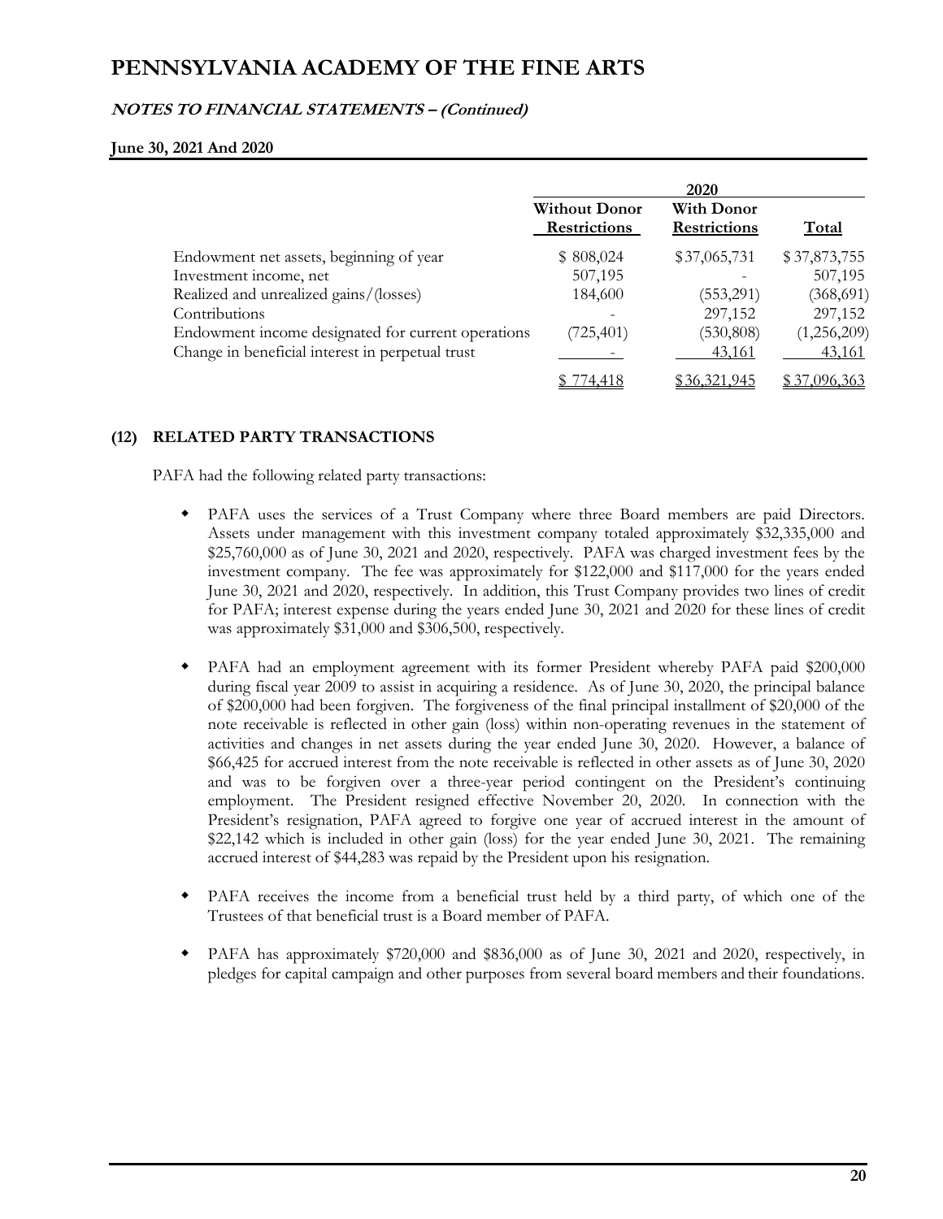| | 2020 | | |
|---|---|---|---|
| | **Without Donor Restrictions** | **With Donor Restrictions** | **Total** |
| Endowment net assets, beginning of year | $ 808,024 | $ 37,065,731 | $ 37,873,755 |
| Investment income, net | 507,195 | - | 507,195 |
| Realized and unrealized gains/(losses) | 184,600 | (553,291) | (368,691) |
| Contributions | - | 297,152 | 297,152 |
| Endowment income designated for current operations | (725,401) | (530,808) | (1,256,209) |
| Change in beneficial interest in perpetual trust | - | 43,161 | 43,161 |
| | $ 774,418 | $ 36,321,945 | $ 37,096,363 |

## (12) RELATED PARTY TRANSACTIONS

PAFA had the following related party transactions:

- PAFA uses the services of a Trust Company where three Board members are paid Directors. Assets under management with this investment company totaled approximately $32,335,000 and $25,760,000 as of June 30, 2021 and 2020, respectively. PAFA was charged investment fees by the investment company. The fee was approximately for $122,000 and $117,000 for the years ended June 30, 2021 and 2020, respectively. In addition, this Trust Company provides two lines of credit for PAFA; interest expense during the years ended June 30, 2021 and 2020 for these lines of credit was approximately $31,000 and $306,500, respectively.

- PAFA had an employment agreement with its former President whereby PAFA paid $200,000 during fiscal year 2009 to assist in acquiring a residence. As of June 30, 2020, the principal balance of $200,000 had been forgiven. The forgiveness of the final principal installment of $20,000 of the note receivable is reflected in other gain (loss) within non-operating revenues in the statement of activities and changes in net assets during the year ended June 30, 2020. However, a balance of $66,425 for accrued interest from the note receivable is reflected in other assets as of June 30, 2020 and was to be forgiven over a three-year period contingent on the President's continuing employment. The President resigned effective November 20, 2020. In connection with the President's resignation, PAFA agreed to forgive one year of accrued interest in the amount of $22,142 which is included in other gain (loss) for the year ended June 30, 2021. The remaining accrued interest of $44,283 was repaid by the President upon his resignation.

- PAFA receives the income from a beneficial trust held by a third party, of which one of the Trustees of that beneficial trust is a Board member of PAFA.

- PAFA has approximately $720,000 and $836,000 as of June 30, 2021 and 2020, respectively, in pledges for capital campaign and other purposes from several board members and their foundations.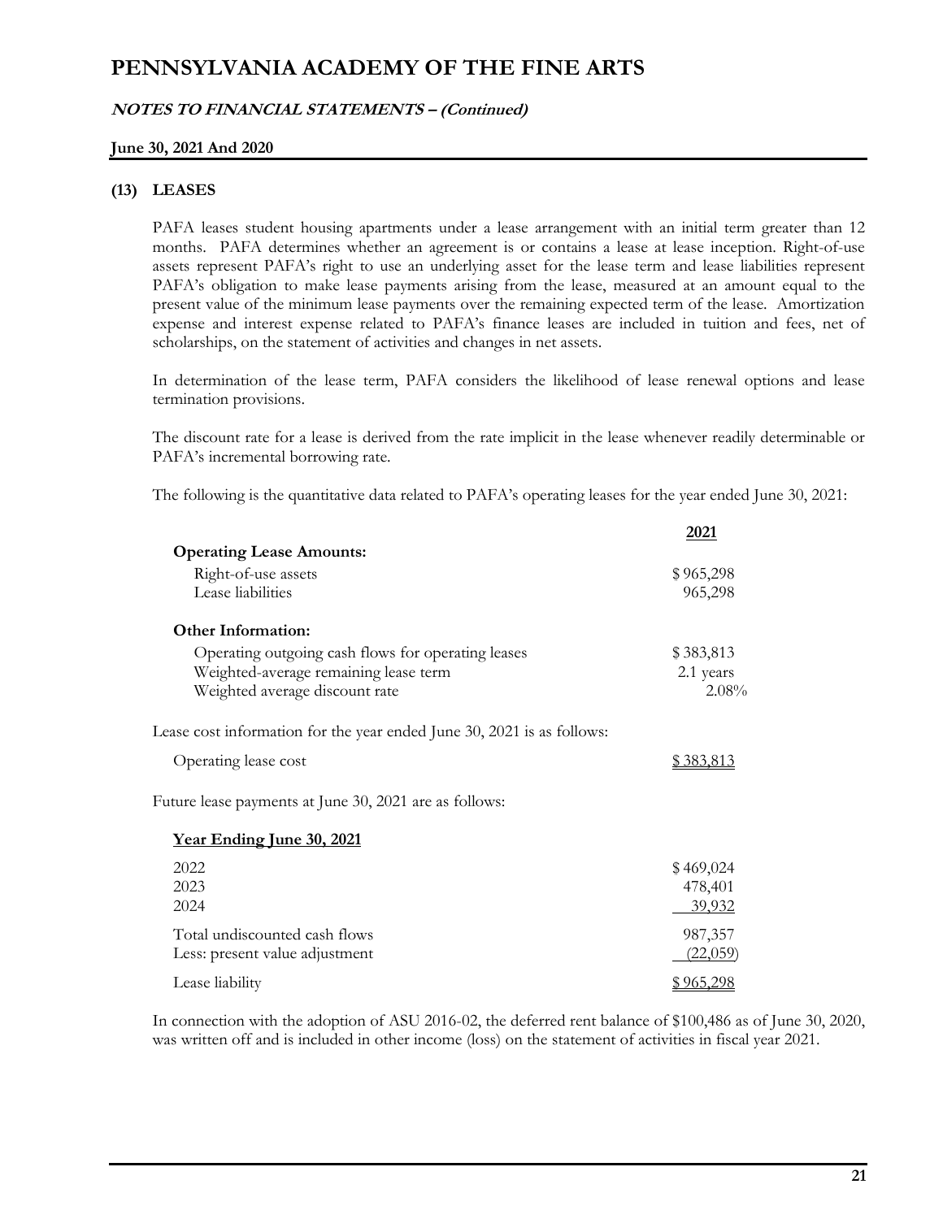# PENNSYLVANIA ACADEMY OF THE FINE ARTS

***NOTES TO FINANCIAL STATEMENTS – (Continued)***

**June 30, 2021 And 2020**

## (13) LEASES

PAFA leases student housing apartments under a lease arrangement with an initial term greater than 12 months. PAFA determines whether an agreement is or contains a lease at lease inception. Right-of-use assets represent PAFA's right to use an underlying asset for the lease term and lease liabilities represent PAFA's obligation to make lease payments arising from the lease, measured at an amount equal to the present value of the minimum lease payments over the remaining expected term of the lease. Amortization expense and interest expense related to PAFA's finance leases are included in tuition and fees, net of scholarships, on the statement of activities and changes in net assets.

In determination of the lease term, PAFA considers the likelihood of lease renewal options and lease termination provisions.

The discount rate for a lease is derived from the rate implicit in the lease whenever readily determinable or PAFA's incremental borrowing rate.

The following is the quantitative data related to PAFA's operating leases for the year ended June 30, 2021:

| | 2021 |
|---|---|
| **Operating Lease Amounts:** | |
| Right-of-use assets | $ 965,298 |
| Lease liabilities | 965,298 |
| **Other Information:** | |
| Operating outgoing cash flows for operating leases | $ 383,813 |
| Weighted-average remaining lease term | 2.1 years |
| Weighted average discount rate | 2.08% |

Lease cost information for the year ended June 30, 2021 is as follows:

| | |
|---|---|
| Operating lease cost | $ 383,813 |

Future lease payments at June 30, 2021 are as follows:

| Year Ending June 30, 2021 | |
|---|---|
| 2022 | $ 469,024 |
| 2023 | 478,401 |
| 2024 | 39,932 |
| Total undiscounted cash flows | 987,357 |
| Less: present value adjustment | (22,059) |
| Lease liability | $ 965,298 |

In connection with the adoption of ASU 2016-02, the deferred rent balance of $100,486 as of June 30, 2020, was written off and is included in other income (loss) on the statement of activities in fiscal year 2021.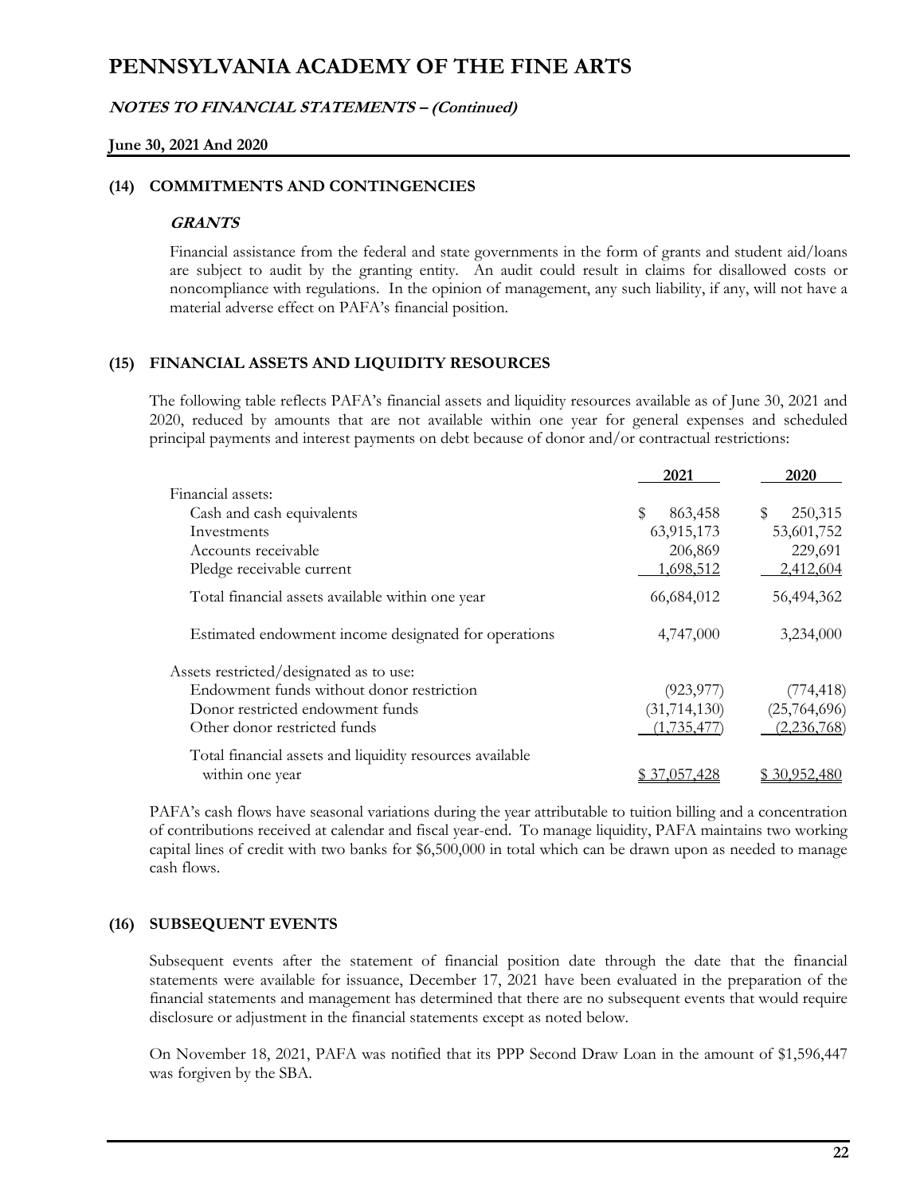# PENNSYLVANIA ACADEMY OF THE FINE ARTS

***NOTES TO FINANCIAL STATEMENTS – (Continued)***

**June 30, 2021 And 2020**

## (14) COMMITMENTS AND CONTINGENCIES

### *GRANTS*

Financial assistance from the federal and state governments in the form of grants and student aid/loans are subject to audit by the granting entity. An audit could result in claims for disallowed costs or noncompliance with regulations. In the opinion of management, any such liability, if any, will not have a material adverse effect on PAFA's financial position.

## (15) FINANCIAL ASSETS AND LIQUIDITY RESOURCES

The following table reflects PAFA's financial assets and liquidity resources available as of June 30, 2021 and 2020, reduced by amounts that are not available within one year for general expenses and scheduled principal payments and interest payments on debt because of donor and/or contractual restrictions:

| | 2021 | 2020 |
|---|---|---|
| Financial assets: | | |
| Cash and cash equivalents | $ 863,458 | $ 250,315 |
| Investments | 63,915,173 | 53,601,752 |
| Accounts receivable | 206,869 | 229,691 |
| Pledge receivable current | 1,698,512 | 2,412,604 |
| Total financial assets available within one year | 66,684,012 | 56,494,362 |
| Estimated endowment income designated for operations | 4,747,000 | 3,234,000 |
| Assets restricted/designated as to use: | | |
| Endowment funds without donor restriction | (923,977) | (774,418) |
| Donor restricted endowment funds | (31,714,130) | (25,764,696) |
| Other donor restricted funds | (1,735,477) | (2,236,768) |
| Total financial assets and liquidity resources available within one year | $ 37,057,428 | $ 30,952,480 |

PAFA's cash flows have seasonal variations during the year attributable to tuition billing and a concentration of contributions received at calendar and fiscal year-end. To manage liquidity, PAFA maintains two working capital lines of credit with two banks for $6,500,000 in total which can be drawn upon as needed to manage cash flows.

## (16) SUBSEQUENT EVENTS

Subsequent events after the statement of financial position date through the date that the financial statements were available for issuance, December 17, 2021 have been evaluated in the preparation of the financial statements and management has determined that there are no subsequent events that would require disclosure or adjustment in the financial statements except as noted below.

On November 18, 2021, PAFA was notified that its PPP Second Draw Loan in the amount of $1,596,447 was forgiven by the SBA.